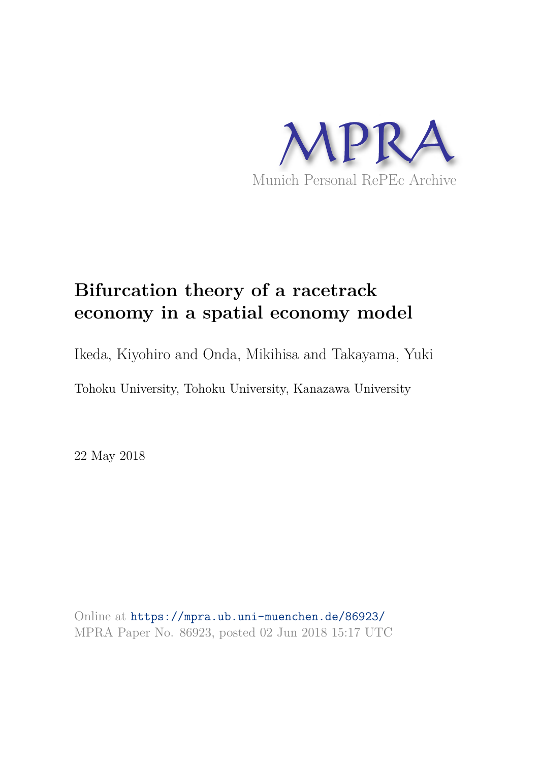MPRA

Munich Personal RePEc Archive

# Bifurcation theory of a racetrack economy in a spatial economy model

Ikeda, Kiyohiro and Onda, Mikihisa and Takayama, Yuki

Tohoku University, Tohoku University, Kanazawa University

22 May 2018

Online at https://mpra.ub.uni-muenchen.de/86923/
MPRA Paper No. 86923, posted 02 Jun 2018 15:17 UTC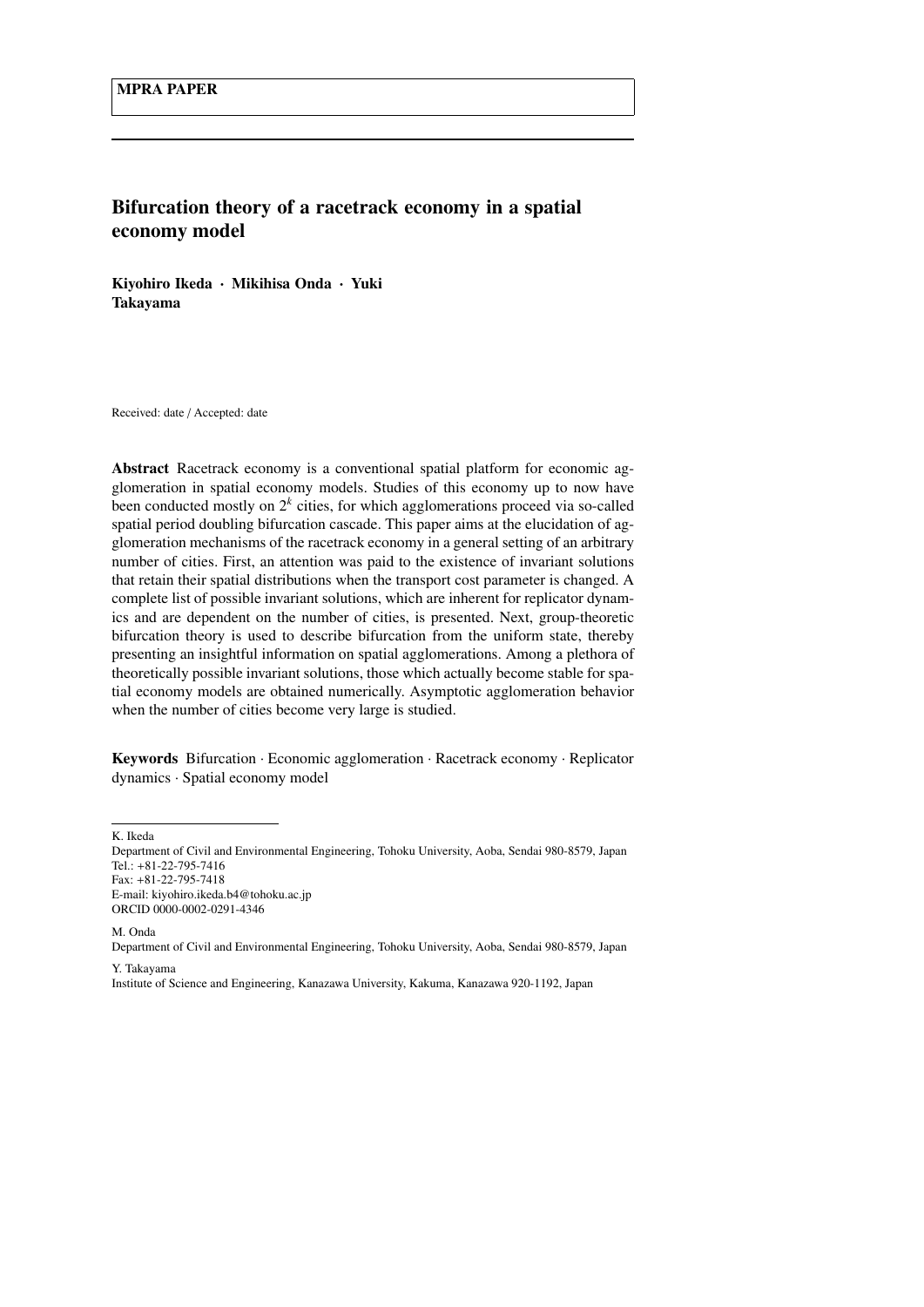**MPRA PAPER**

# Bifurcation theory of a racetrack economy in a spatial economy model

**Kiyohiro Ikeda · Mikihisa Onda · Yuki Takayama**

Received: date / Accepted: date

**Abstract** Racetrack economy is a conventional spatial platform for economic agglomeration in spatial economy models. Studies of this economy up to now have been conducted mostly on $2^k$ cities, for which agglomerations proceed via so-called spatial period doubling bifurcation cascade. This paper aims at the elucidation of agglomeration mechanisms of the racetrack economy in a general setting of an arbitrary number of cities. First, an attention was paid to the existence of invariant solutions that retain their spatial distributions when the transport cost parameter is changed. A complete list of possible invariant solutions, which are inherent for replicator dynamics and are dependent on the number of cities, is presented. Next, group-theoretic bifurcation theory is used to describe bifurcation from the uniform state, thereby presenting an insightful information on spatial agglomerations. Among a plethora of theoretically possible invariant solutions, those which actually become stable for spatial economy models are obtained numerically. Asymptotic agglomeration behavior when the number of cities become very large is studied.

**Keywords** Bifurcation · Economic agglomeration · Racetrack economy · Replicator dynamics · Spatial economy model

---

K. Ikeda
Department of Civil and Environmental Engineering, Tohoku University, Aoba, Sendai 980-8579, Japan
Tel.: +81-22-795-7416
Fax: +81-22-795-7418
E-mail: kiyohiro.ikeda.b4@tohoku.ac.jp
ORCID 0000-0002-0291-4346

M. Onda
Department of Civil and Environmental Engineering, Tohoku University, Aoba, Sendai 980-8579, Japan

Y. Takayama
Institute of Science and Engineering, Kanazawa University, Kakuma, Kanazawa 920-1192, Japan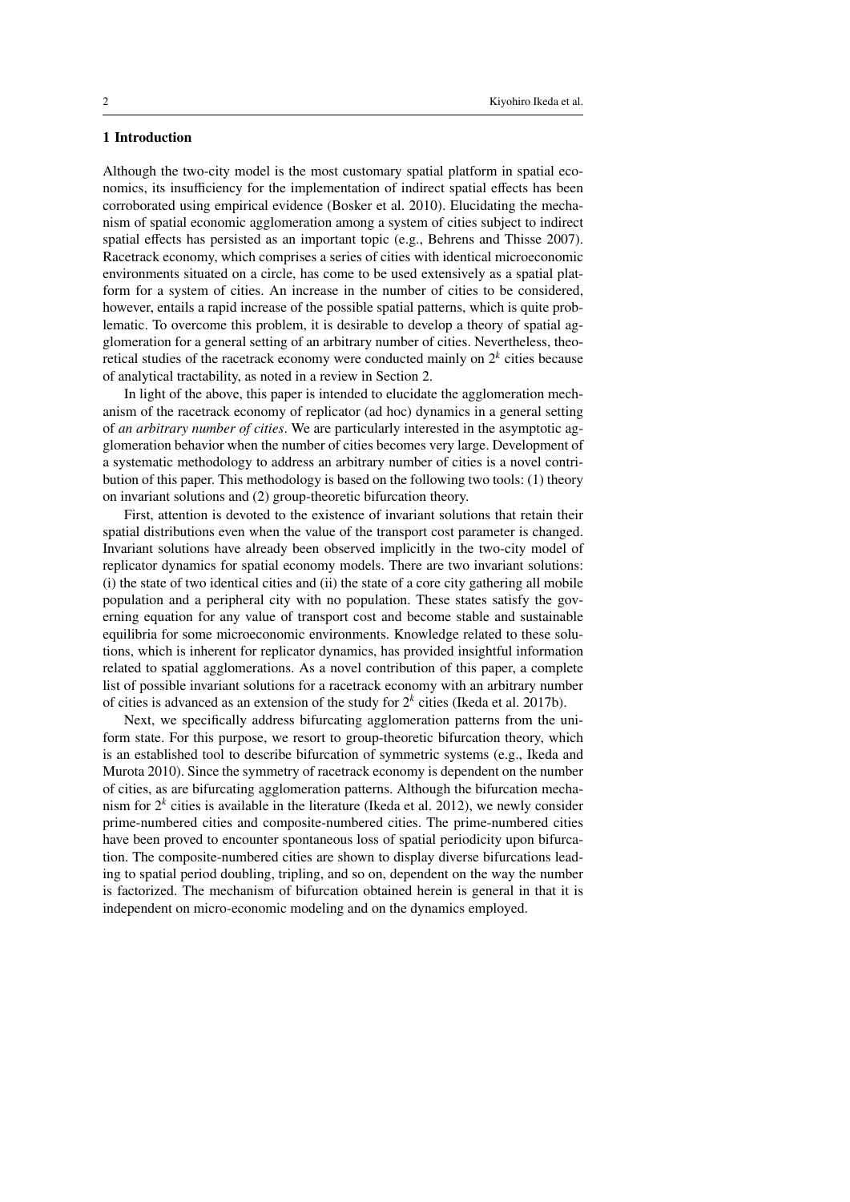## 1 Introduction

Although the two-city model is the most customary spatial platform in spatial economics, its insufficiency for the implementation of indirect spatial effects has been corroborated using empirical evidence (Bosker et al. 2010). Elucidating the mechanism of spatial economic agglomeration among a system of cities subject to indirect spatial effects has persisted as an important topic (e.g., Behrens and Thisse 2007). Racetrack economy, which comprises a series of cities with identical microeconomic environments situated on a circle, has come to be used extensively as a spatial platform for a system of cities. An increase in the number of cities to be considered, however, entails a rapid increase of the possible spatial patterns, which is quite problematic. To overcome this problem, it is desirable to develop a theory of spatial agglomeration for a general setting of an arbitrary number of cities. Nevertheless, theoretical studies of the racetrack economy were conducted mainly on $2^k$ cities because of analytical tractability, as noted in a review in Section 2.

In light of the above, this paper is intended to elucidate the agglomeration mechanism of the racetrack economy of replicator (ad hoc) dynamics in a general setting of *an arbitrary number of cities*. We are particularly interested in the asymptotic agglomeration behavior when the number of cities becomes very large. Development of a systematic methodology to address an arbitrary number of cities is a novel contribution of this paper. This methodology is based on the following two tools: (1) theory on invariant solutions and (2) group-theoretic bifurcation theory.

First, attention is devoted to the existence of invariant solutions that retain their spatial distributions even when the value of the transport cost parameter is changed. Invariant solutions have already been observed implicitly in the two-city model of replicator dynamics for spatial economy models. There are two invariant solutions: (i) the state of two identical cities and (ii) the state of a core city gathering all mobile population and a peripheral city with no population. These states satisfy the governing equation for any value of transport cost and become stable and sustainable equilibria for some microeconomic environments. Knowledge related to these solutions, which is inherent for replicator dynamics, has provided insightful information related to spatial agglomerations. As a novel contribution of this paper, a complete list of possible invariant solutions for a racetrack economy with an arbitrary number of cities is advanced as an extension of the study for $2^k$ cities (Ikeda et al. 2017b).

Next, we specifically address bifurcating agglomeration patterns from the uniform state. For this purpose, we resort to group-theoretic bifurcation theory, which is an established tool to describe bifurcation of symmetric systems (e.g., Ikeda and Murota 2010). Since the symmetry of racetrack economy is dependent on the number of cities, as are bifurcating agglomeration patterns. Although the bifurcation mechanism for $2^k$ cities is available in the literature (Ikeda et al. 2012), we newly consider prime-numbered cities and composite-numbered cities. The prime-numbered cities have been proved to encounter spontaneous loss of spatial periodicity upon bifurcation. The composite-numbered cities are shown to display diverse bifurcations leading to spatial period doubling, tripling, and so on, dependent on the way the number is factorized. The mechanism of bifurcation obtained herein is general in that it is independent on micro-economic modeling and on the dynamics employed.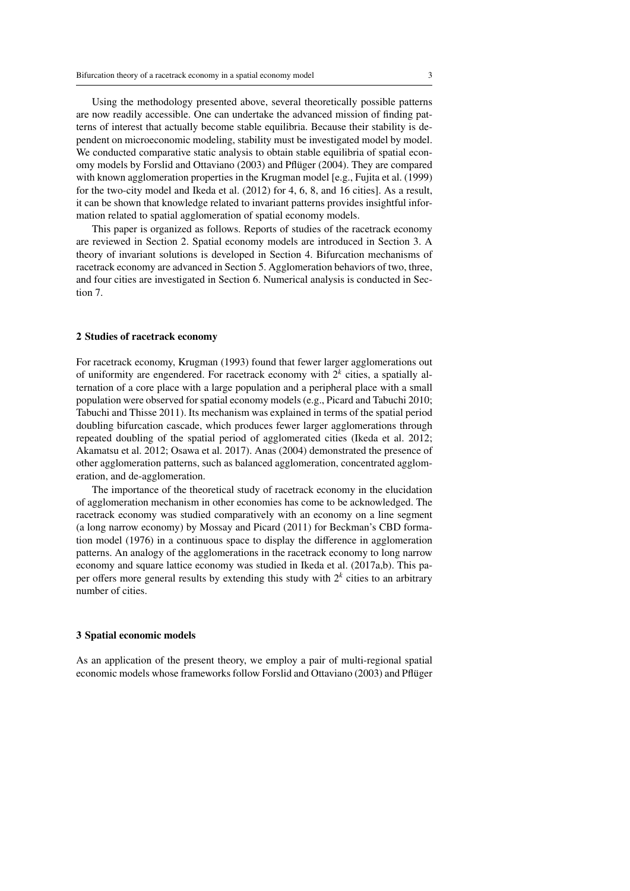Using the methodology presented above, several theoretically possible patterns are now readily accessible. One can undertake the advanced mission of finding patterns of interest that actually become stable equilibria. Because their stability is dependent on microeconomic modeling, stability must be investigated model by model. We conducted comparative static analysis to obtain stable equilibria of spatial economy models by Forslid and Ottaviano (2003) and Pflüger (2004). They are compared with known agglomeration properties in the Krugman model [e.g., Fujita et al. (1999) for the two-city model and Ikeda et al. (2012) for 4, 6, 8, and 16 cities]. As a result, it can be shown that knowledge related to invariant patterns provides insightful information related to spatial agglomeration of spatial economy models.

This paper is organized as follows. Reports of studies of the racetrack economy are reviewed in Section 2. Spatial economy models are introduced in Section 3. A theory of invariant solutions is developed in Section 4. Bifurcation mechanisms of racetrack economy are advanced in Section 5. Agglomeration behaviors of two, three, and four cities are investigated in Section 6. Numerical analysis is conducted in Section 7.

## 2 Studies of racetrack economy

For racetrack economy, Krugman (1993) found that fewer larger agglomerations out of uniformity are engendered. For racetrack economy with $2^k$ cities, a spatially alternation of a core place with a large population and a peripheral place with a small population were observed for spatial economy models (e.g., Picard and Tabuchi 2010; Tabuchi and Thisse 2011). Its mechanism was explained in terms of the spatial period doubling bifurcation cascade, which produces fewer larger agglomerations through repeated doubling of the spatial period of agglomerated cities (Ikeda et al. 2012; Akamatsu et al. 2012; Osawa et al. 2017). Anas (2004) demonstrated the presence of other agglomeration patterns, such as balanced agglomeration, concentrated agglomeration, and de-agglomeration.

The importance of the theoretical study of racetrack economy in the elucidation of agglomeration mechanism in other economies has come to be acknowledged. The racetrack economy was studied comparatively with an economy on a line segment (a long narrow economy) by Mossay and Picard (2011) for Beckman's CBD formation model (1976) in a continuous space to display the difference in agglomeration patterns. An analogy of the agglomerations in the racetrack economy to long narrow economy and square lattice economy was studied in Ikeda et al. (2017a,b). This paper offers more general results by extending this study with $2^k$ cities to an arbitrary number of cities.

## 3 Spatial economic models

As an application of the present theory, we employ a pair of multi-regional spatial economic models whose frameworks follow Forslid and Ottaviano (2003) and Pflüger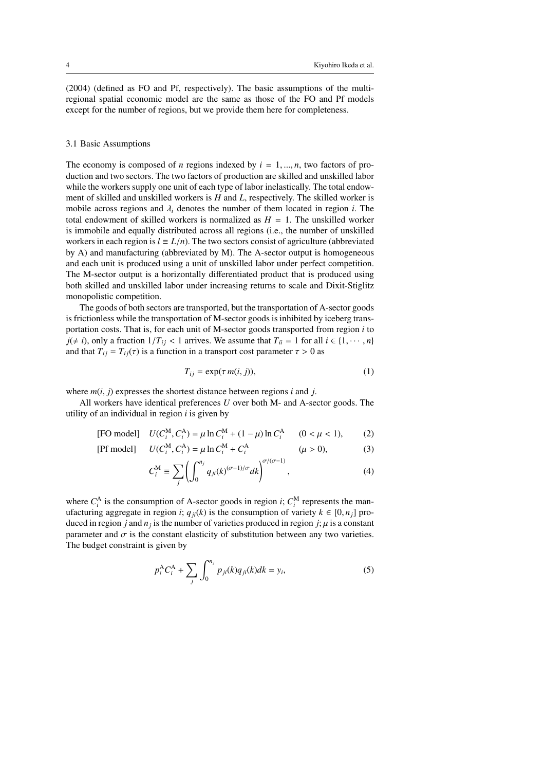(2004) (defined as FO and Pf, respectively). The basic assumptions of the multi-regional spatial economic model are the same as those of the FO and Pf models except for the number of regions, but we provide them here for completeness.

### 3.1 Basic Assumptions

The economy is composed of $n$ regions indexed by $i = 1, ..., n$, two factors of production and two sectors. The two factors of production are skilled and unskilled labor while the workers supply one unit of each type of labor inelastically. The total endowment of skilled and unskilled workers is $H$ and $L$, respectively. The skilled worker is mobile across regions and $\lambda_i$ denotes the number of them located in region $i$. The total endowment of skilled workers is normalized as $H = 1$. The unskilled worker is immobile and equally distributed across all regions (i.e., the number of unskilled workers in each region is $l \equiv L/n$). The two sectors consist of agriculture (abbreviated by A) and manufacturing (abbreviated by M). The A-sector output is homogeneous and each unit is produced using a unit of unskilled labor under perfect competition. The M-sector output is a horizontally differentiated product that is produced using both skilled and unskilled labor under increasing returns to scale and Dixit-Stiglitz monopolistic competition.

The goods of both sectors are transported, but the transportation of A-sector goods is frictionless while the transportation of M-sector goods is inhibited by iceberg transportation costs. That is, for each unit of M-sector goods transported from region $i$ to $j (\neq i)$, only a fraction $1/T_{ij} < 1$ arrives. We assume that $T_{ii} = 1$ for all $i \in \{1, \cdots, n\}$ and that $T_{ij} = T_{ij}(\tau)$ is a function in a transport cost parameter $\tau > 0$ as

$$T_{ij} = \exp(\tau \, m(i, j)), \tag{1}$$

where $m(i, j)$ expresses the shortest distance between regions $i$ and $j$.

All workers have identical preferences $U$ over both M- and A-sector goods. The utility of an individual in region $i$ is given by

$$\text{[FO model]} \quad U(C_i^{\mathrm{M}}, C_i^{\mathrm{A}}) = \mu \ln C_i^{\mathrm{M}} + (1 - \mu) \ln C_i^{\mathrm{A}} \qquad (0 < \mu < 1), \tag{2}$$

$$\text{[Pf model]} \quad U(C_i^{\mathrm{M}}, C_i^{\mathrm{A}}) = \mu \ln C_i^{\mathrm{M}} + C_i^{\mathrm{A}} \qquad (\mu > 0), \tag{3}$$

$$C_i^{\mathrm{M}} \equiv \sum_j \left( \int_0^{n_j} q_{ji}(k)^{(\sigma-1)/\sigma} dk \right)^{\sigma/(\sigma-1)}, \tag{4}$$

where $C_i^{\mathrm{A}}$ is the consumption of A-sector goods in region $i$; $C_i^{\mathrm{M}}$ represents the manufacturing aggregate in region $i$; $q_{ji}(k)$ is the consumption of variety $k \in [0, n_j]$ produced in region $j$ and $n_j$ is the number of varieties produced in region $j$; $\mu$ is a constant parameter and $\sigma$ is the constant elasticity of substitution between any two varieties. The budget constraint is given by

$$p_i^{\mathrm{A}} C_i^{\mathrm{A}} + \sum_j \int_0^{n_j} p_{ji}(k) q_{ji}(k) dk = y_i, \tag{5}$$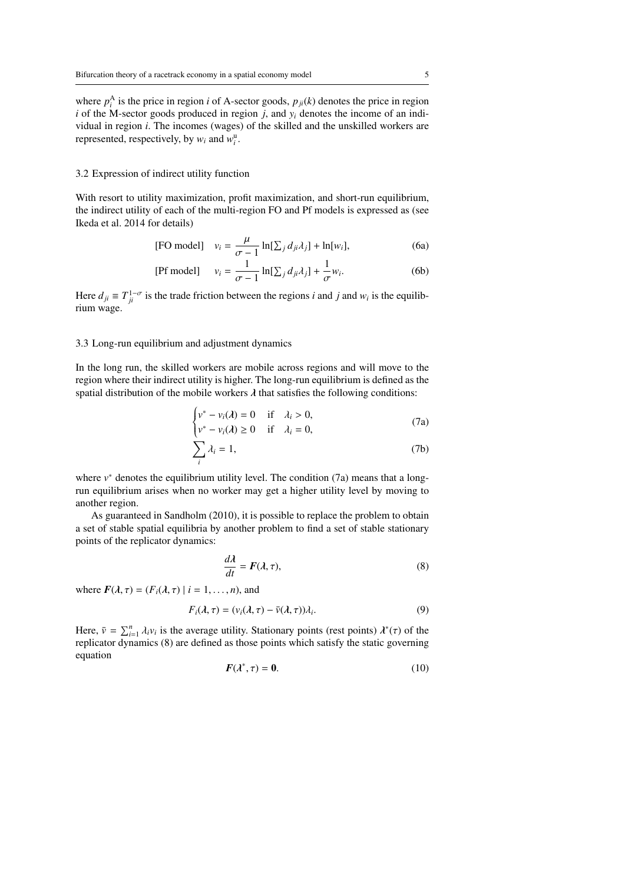where $p_i^{\rm A}$ is the price in region $i$ of A-sector goods, $p_{ji}(k)$ denotes the price in region $i$ of the M-sector goods produced in region $j$, and $y_i$ denotes the income of an individual in region $i$. The incomes (wages) of the skilled and the unskilled workers are represented, respectively, by $w_i$ and $w_i^{\rm u}$.

### 3.2 Expression of indirect utility function

With resort to utility maximization, profit maximization, and short-run equilibrium, the indirect utility of each of the multi-region FO and Pf models is expressed as (see Ikeda et al. 2014 for details)

$$\text{[FO model]} \quad v_i = \frac{\mu}{\sigma - 1} \ln[\textstyle\sum_j d_{ji}\lambda_j] + \ln[w_i], \tag{6a}$$

$$\text{[Pf model]} \quad v_i = \frac{1}{\sigma - 1} \ln[\textstyle\sum_j d_{ji}\lambda_j] + \frac{1}{\sigma} w_i. \tag{6b}$$

Here $d_{ji} \equiv T_{ji}^{1-\sigma}$ is the trade friction between the regions $i$ and $j$ and $w_i$ is the equilibrium wage.

### 3.3 Long-run equilibrium and adjustment dynamics

In the long run, the skilled workers are mobile across regions and will move to the region where their indirect utility is higher. The long-run equilibrium is defined as the spatial distribution of the mobile workers $\boldsymbol{\lambda}$ that satisfies the following conditions:

$$\begin{cases} v^* - v_i(\boldsymbol{\lambda}) = 0 & \text{if} \quad \lambda_i > 0, \\ v^* - v_i(\boldsymbol{\lambda}) \geq 0 & \text{if} \quad \lambda_i = 0, \end{cases} \tag{7a}$$

$$\sum_i \lambda_i = 1, \tag{7b}$$

where $v^*$ denotes the equilibrium utility level. The condition (7a) means that a long-run equilibrium arises when no worker may get a higher utility level by moving to another region.

As guaranteed in Sandholm (2010), it is possible to replace the problem to obtain a set of stable spatial equilibria by another problem to find a set of stable stationary points of the replicator dynamics:

$$\frac{d\boldsymbol{\lambda}}{dt} = \boldsymbol{F}(\boldsymbol{\lambda}, \tau), \tag{8}$$

where $\boldsymbol{F}(\boldsymbol{\lambda}, \tau) = (F_i(\boldsymbol{\lambda}, \tau) \mid i = 1, \ldots, n)$, and

$$F_i(\boldsymbol{\lambda}, \tau) = (v_i(\boldsymbol{\lambda}, \tau) - \bar{v}(\boldsymbol{\lambda}, \tau))\lambda_i. \tag{9}$$

Here, $\bar{v} = \sum_{i=1}^n \lambda_i v_i$ is the average utility. Stationary points (rest points) $\boldsymbol{\lambda}^*(\tau)$ of the replicator dynamics (8) are defined as those points which satisfy the static governing equation

$$\boldsymbol{F}(\boldsymbol{\lambda}^*, \tau) = \boldsymbol{0}. \tag{10}$$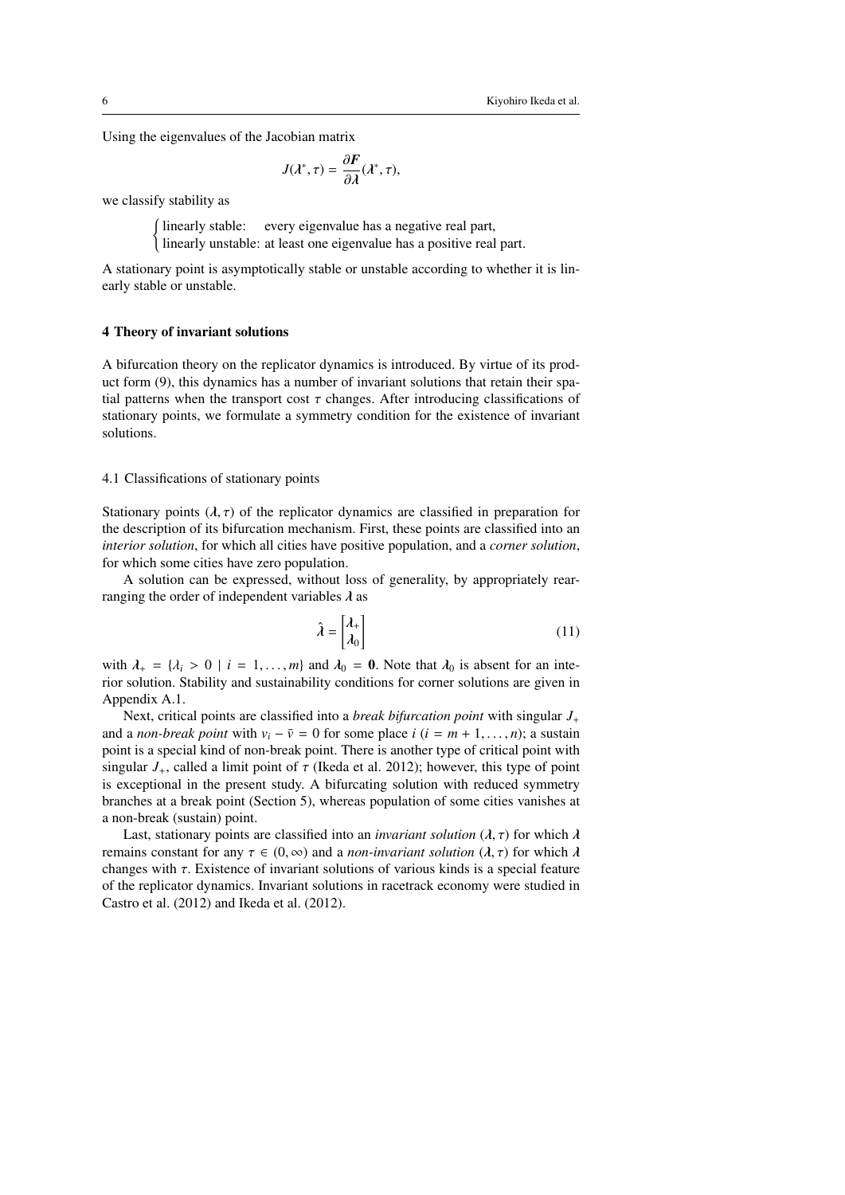Using the eigenvalues of the Jacobian matrix

$$J(\lambda^*, \tau) = \frac{\partial \boldsymbol{F}}{\partial \boldsymbol{\lambda}}(\lambda^*, \tau),$$

we classify stability as

$$\begin{cases} \text{linearly stable:} & \text{every eigenvalue has a negative real part,} \\ \text{linearly unstable:} & \text{at least one eigenvalue has a positive real part.} \end{cases}$$

A stationary point is asymptotically stable or unstable according to whether it is linearly stable or unstable.

## 4 Theory of invariant solutions

A bifurcation theory on the replicator dynamics is introduced. By virtue of its product form (9), this dynamics has a number of invariant solutions that retain their spatial patterns when the transport cost $\tau$ changes. After introducing classifications of stationary points, we formulate a symmetry condition for the existence of invariant solutions.

### 4.1 Classifications of stationary points

Stationary points $(\boldsymbol{\lambda}, \tau)$ of the replicator dynamics are classified in preparation for the description of its bifurcation mechanism. First, these points are classified into an *interior solution*, for which all cities have positive population, and a *corner solution*, for which some cities have zero population.

A solution can be expressed, without loss of generality, by appropriately rearranging the order of independent variables $\boldsymbol{\lambda}$ as

$$\hat{\boldsymbol{\lambda}} = \begin{bmatrix} \boldsymbol{\lambda}_+ \\ \boldsymbol{\lambda}_0 \end{bmatrix} \tag{11}$$

with $\boldsymbol{\lambda}_+ = \{\lambda_i > 0 \mid i = 1, \ldots, m\}$ and $\boldsymbol{\lambda}_0 = \boldsymbol{0}$. Note that $\boldsymbol{\lambda}_0$ is absent for an interior solution. Stability and sustainability conditions for corner solutions are given in Appendix A.1.

Next, critical points are classified into a *break bifurcation point* with singular $J_+$ and a *non-break point* with $v_i - \bar{v} = 0$ for some place $i$ ($i = m + 1, \ldots, n$); a sustain point is a special kind of non-break point. There is another type of critical point with singular $J_+$, called a limit point of $\tau$ (Ikeda et al. 2012); however, this type of point is exceptional in the present study. A bifurcating solution with reduced symmetry branches at a break point (Section 5), whereas population of some cities vanishes at a non-break (sustain) point.

Last, stationary points are classified into an *invariant solution* $(\boldsymbol{\lambda}, \tau)$ for which $\boldsymbol{\lambda}$ remains constant for any $\tau \in (0, \infty)$ and a *non-invariant solution* $(\boldsymbol{\lambda}, \tau)$ for which $\boldsymbol{\lambda}$ changes with $\tau$. Existence of invariant solutions of various kinds is a special feature of the replicator dynamics. Invariant solutions in racetrack economy were studied in Castro et al. (2012) and Ikeda et al. (2012).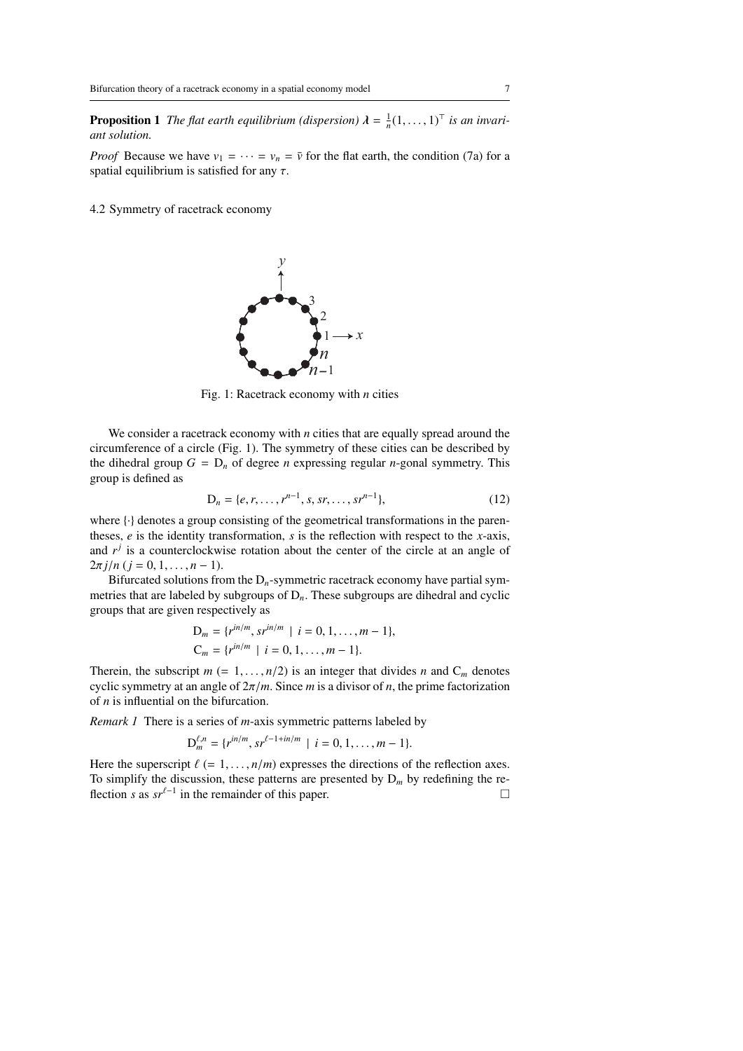**Proposition 1** *The flat earth equilibrium (dispersion) $\boldsymbol{\lambda} = \frac{1}{n}(1,\ldots,1)^\top$ is an invariant solution.*

*Proof* Because we have $v_1 = \cdots = v_n = \bar{v}$ for the flat earth, the condition (7a) for a spatial equilibrium is satisfied for any $\tau$.

### 4.2 Symmetry of racetrack economy

Fig. 1: Racetrack economy with $n$ cities

We consider a racetrack economy with $n$ cities that are equally spread around the circumference of a circle (Fig. 1). The symmetry of these cities can be described by the dihedral group $G = \mathrm{D}_n$ of degree $n$ expressing regular $n$-gonal symmetry. This group is defined as

$$\mathrm{D}_n = \{e, r, \ldots, r^{n-1}, s, sr, \ldots, sr^{n-1}\}, \tag{12}$$

where $\{\cdot\}$ denotes a group consisting of the geometrical transformations in the parentheses, $e$ is the identity transformation, $s$ is the reflection with respect to the $x$-axis, and $r^j$ is a counterclockwise rotation about the center of the circle at an angle of $2\pi j/n$ $(j = 0, 1, \ldots, n-1)$.

Bifurcated solutions from the $\mathrm{D}_n$-symmetric racetrack economy have partial symmetries that are labeled by subgroups of $\mathrm{D}_n$. These subgroups are dihedral and cyclic groups that are given respectively as

$$\mathrm{D}_m = \{r^{in/m}, sr^{in/m} \mid i = 0, 1, \ldots, m-1\},$$
$$\mathrm{C}_m = \{r^{in/m} \mid i = 0, 1, \ldots, m-1\}.$$

Therein, the subscript $m$ $(= 1, \ldots, n/2)$ is an integer that divides $n$ and $\mathrm{C}_m$ denotes cyclic symmetry at an angle of $2\pi/m$. Since $m$ is a divisor of $n$, the prime factorization of $n$ is influential on the bifurcation.

*Remark 1* There is a series of $m$-axis symmetric patterns labeled by

$$\mathrm{D}_m^{\ell,n} = \{r^{in/m}, sr^{\ell-1+in/m} \mid i = 0, 1, \ldots, m-1\}.$$

Here the superscript $\ell$ $(= 1, \ldots, n/m)$ expresses the directions of the reflection axes. To simplify the discussion, these patterns are presented by $\mathrm{D}_m$ by redefining the reflection $s$ as $sr^{\ell-1}$ in the remainder of this paper. □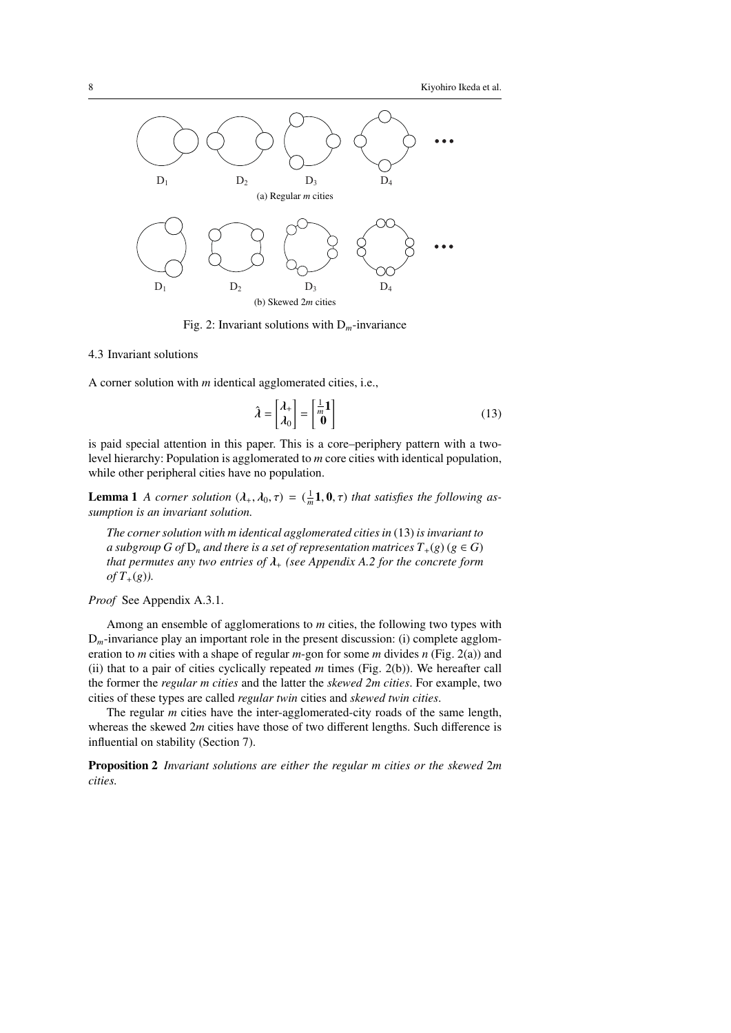D$_1$ D$_2$ D$_3$ D$_4$ ...

(a) Regular $m$ cities

D$_1$ D$_2$ D$_3$ D$_4$ ...

(b) Skewed $2m$ cities

Fig. 2: Invariant solutions with $\mathrm{D}_m$-invariance

### 4.3 Invariant solutions

A corner solution with $m$ identical agglomerated cities, i.e.,

$$\hat{\boldsymbol{\lambda}} = \begin{bmatrix} \boldsymbol{\lambda}_+ \\ \boldsymbol{\lambda}_0 \end{bmatrix} = \begin{bmatrix} \frac{1}{m}\mathbf{1} \\ \mathbf{0} \end{bmatrix} \tag{13}$$

is paid special attention in this paper. This is a core–periphery pattern with a two-level hierarchy: Population is agglomerated to $m$ core cities with identical population, while other peripheral cities have no population.

**Lemma 1** *A corner solution* $(\boldsymbol{\lambda}_+, \boldsymbol{\lambda}_0, \tau) = (\frac{1}{m}\mathbf{1}, \mathbf{0}, \tau)$ *that satisfies the following assumption is an invariant solution.*

> *The corner solution with $m$ identical agglomerated cities in* (13) *is invariant to a subgroup $G$ of $\mathrm{D}_n$ and there is a set of representation matrices $T_+(g)$ $(g \in G)$ that permutes any two entries of $\boldsymbol{\lambda}_+$ (see Appendix A.2 for the concrete form of $T_+(g)$).*

*Proof* See Appendix A.3.1.

Among an ensemble of agglomerations to $m$ cities, the following two types with $\mathrm{D}_m$-invariance play an important role in the present discussion: (i) complete agglomeration to $m$ cities with a shape of regular $m$-gon for some $m$ divides $n$ (Fig. 2(a)) and (ii) that to a pair of cities cyclically repeated $m$ times (Fig. 2(b)). We hereafter call the former the *regular $m$ cities* and the latter the *skewed $2m$ cities*. For example, two cities of these types are called *regular twin* cities and *skewed twin cities*.

The regular $m$ cities have the inter-agglomerated-city roads of the same length, whereas the skewed $2m$ cities have those of two different lengths. Such difference is influential on stability (Section 7).

**Proposition 2** *Invariant solutions are either the regular $m$ cities or the skewed $2m$ cities.*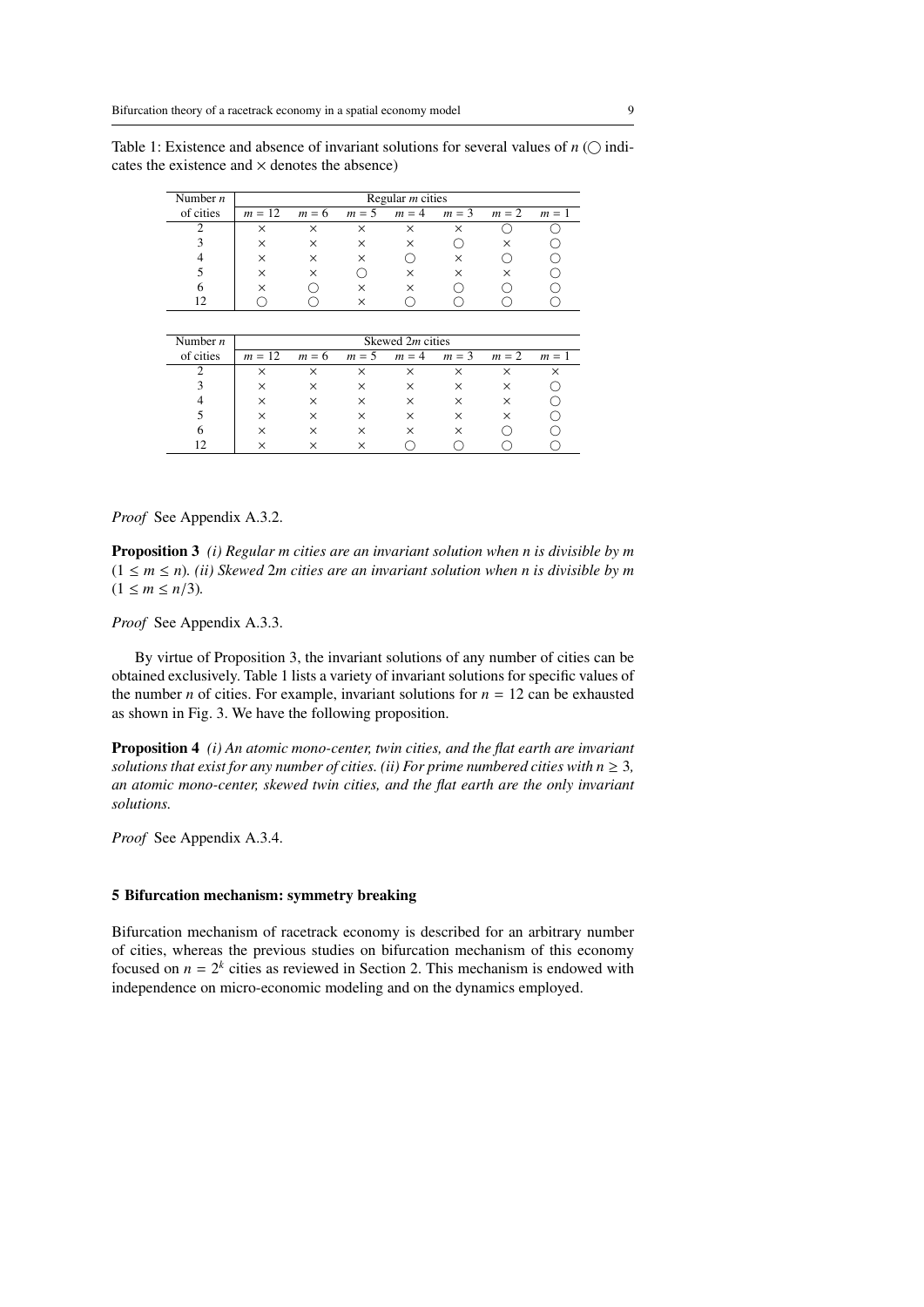Table 1: Existence and absence of invariant solutions for several values of $n$ (◯ indicates the existence and × denotes the absence)

| Number $n$ | Regular $m$ cities | | | | | | |
|---|---|---|---|---|---|---|---|
| of cities | $m = 12$ | $m = 6$ | $m = 5$ | $m = 4$ | $m = 3$ | $m = 2$ | $m = 1$ |
| 2 | × | × | × | × | × | ◯ | ◯ |
| 3 | × | × | × | × | ◯ | × | ◯ |
| 4 | × | × | × | ◯ | × | ◯ | ◯ |
| 5 | × | × | ◯ | × | × | × | ◯ |
| 6 | × | ◯ | × | × | ◯ | ◯ | ◯ |
| 12 | ◯ | ◯ | × | ◯ | ◯ | ◯ | ◯ |

| Number $n$ | Skewed $2m$ cities | | | | | | |
|---|---|---|---|---|---|---|---|
| of cities | $m = 12$ | $m = 6$ | $m = 5$ | $m = 4$ | $m = 3$ | $m = 2$ | $m = 1$ |
| 2 | × | × | × | × | × | × | × |
| 3 | × | × | × | × | × | × | ◯ |
| 4 | × | × | × | × | × | × | ◯ |
| 5 | × | × | × | × | × | × | ◯ |
| 6 | × | × | × | × | × | ◯ | ◯ |
| 12 | × | × | × | ◯ | ◯ | ◯ | ◯ |

*Proof* See Appendix A.3.2.

**Proposition 3** *(i) Regular m cities are an invariant solution when n is divisible by m* ($1 \leq m \leq n$)*. (ii) Skewed* $2m$ *cities are an invariant solution when n is divisible by m* ($1 \leq m \leq n/3$)*.*

*Proof* See Appendix A.3.3.

By virtue of Proposition 3, the invariant solutions of any number of cities can be obtained exclusively. Table 1 lists a variety of invariant solutions for specific values of the number $n$ of cities. For example, invariant solutions for $n = 12$ can be exhausted as shown in Fig. 3. We have the following proposition.

**Proposition 4** *(i) An atomic mono-center, twin cities, and the flat earth are invariant solutions that exist for any number of cities. (ii) For prime numbered cities with* $n \geq 3$*, an atomic mono-center, skewed twin cities, and the flat earth are the only invariant solutions.*

*Proof* See Appendix A.3.4.

## 5 Bifurcation mechanism: symmetry breaking

Bifurcation mechanism of racetrack economy is described for an arbitrary number of cities, whereas the previous studies on bifurcation mechanism of this economy focused on $n = 2^k$ cities as reviewed in Section 2. This mechanism is endowed with independence on micro-economic modeling and on the dynamics employed.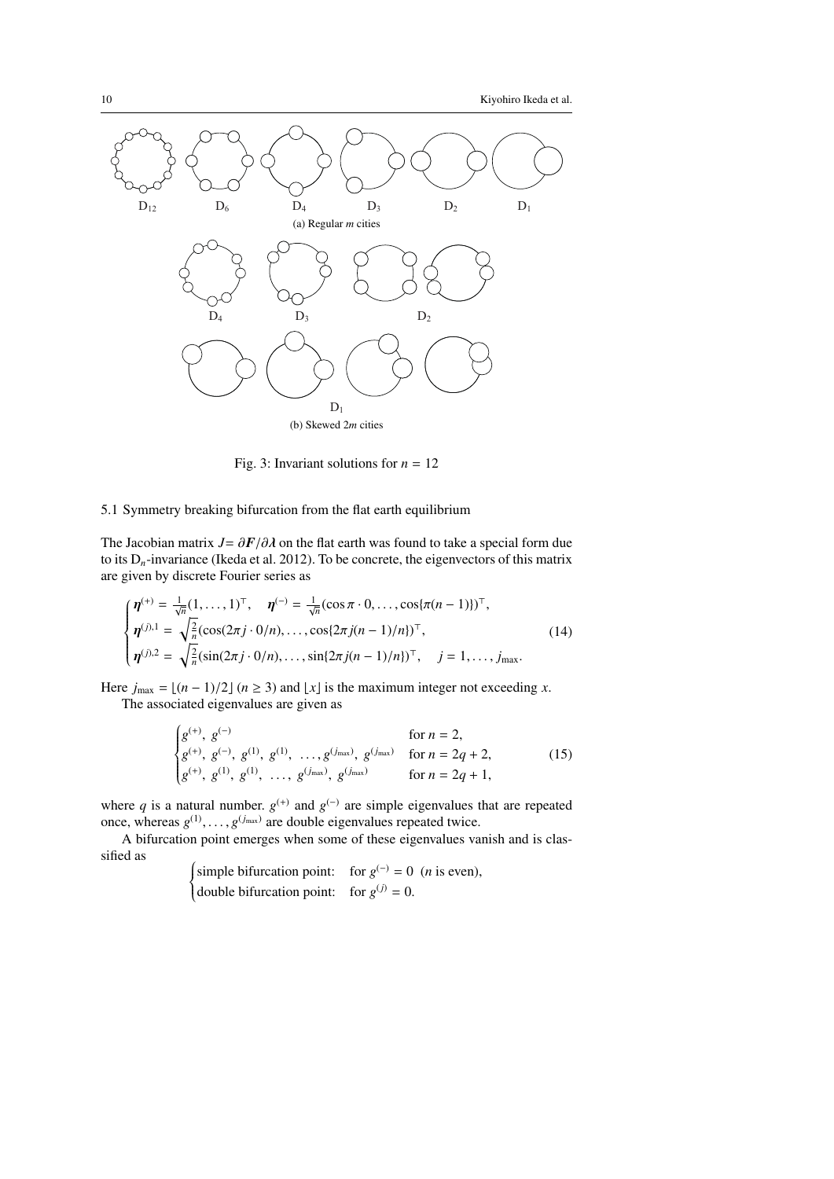D$_{12}$ D$_6$ D$_4$ D$_3$ D$_2$ D$_1$

(a) Regular $m$ cities

D$_4$ D$_3$ D$_2$

D$_1$

(b) Skewed 2$m$ cities

Fig. 3: Invariant solutions for $n = 12$

### 5.1 Symmetry breaking bifurcation from the flat earth equilibrium

The Jacobian matrix $J = \partial \boldsymbol{F}/\partial \boldsymbol{\lambda}$ on the flat earth was found to take a special form due to its D$_n$-invariance (Ikeda et al. 2012). To be concrete, the eigenvectors of this matrix are given by discrete Fourier series as

$$
\begin{cases}
\boldsymbol{\eta}^{(+)} = \frac{1}{\sqrt{n}}(1, \ldots, 1)^\top, \quad \boldsymbol{\eta}^{(-)} = \frac{1}{\sqrt{n}}(\cos \pi \cdot 0, \ldots, \cos\{\pi(n-1)\})^\top, \\
\boldsymbol{\eta}^{(j),1} = \sqrt{\frac{2}{n}}(\cos(2\pi j \cdot 0/n), \ldots, \cos\{2\pi j(n-1)/n\})^\top, \\
\boldsymbol{\eta}^{(j),2} = \sqrt{\frac{2}{n}}(\sin(2\pi j \cdot 0/n), \ldots, \sin\{2\pi j(n-1)/n\})^\top, \quad j = 1, \ldots, j_{\max}.
\end{cases}
\tag{14}
$$

Here $j_{\max} = \lfloor (n-1)/2 \rfloor$ $(n \geq 3)$ and $\lfloor x \rfloor$ is the maximum integer not exceeding $x$.

The associated eigenvalues are given as

$$
\begin{cases}
g^{(+)},\ g^{(-)} & \text{for } n = 2, \\
g^{(+)},\ g^{(-)},\ g^{(1)},\ g^{(1)},\ \ldots, g^{(j_{\max})},\ g^{(j_{\max})} & \text{for } n = 2q + 2, \\
g^{(+)},\ g^{(1)},\ g^{(1)},\ \ldots,\ g^{(j_{\max})},\ g^{(j_{\max})} & \text{for } n = 2q + 1,
\end{cases}
\tag{15}
$$

where $q$ is a natural number. $g^{(+)}$ and $g^{(-)}$ are simple eigenvalues that are repeated once, whereas $g^{(1)}, \ldots, g^{(j_{\max})}$ are double eigenvalues repeated twice.

A bifurcation point emerges when some of these eigenvalues vanish and is classified as

$$
\begin{cases}
\text{simple bifurcation point:} & \text{for } g^{(-)} = 0 \ \ (n \text{ is even}), \\
\text{double bifurcation point:} & \text{for } g^{(j)} = 0.
\end{cases}
$$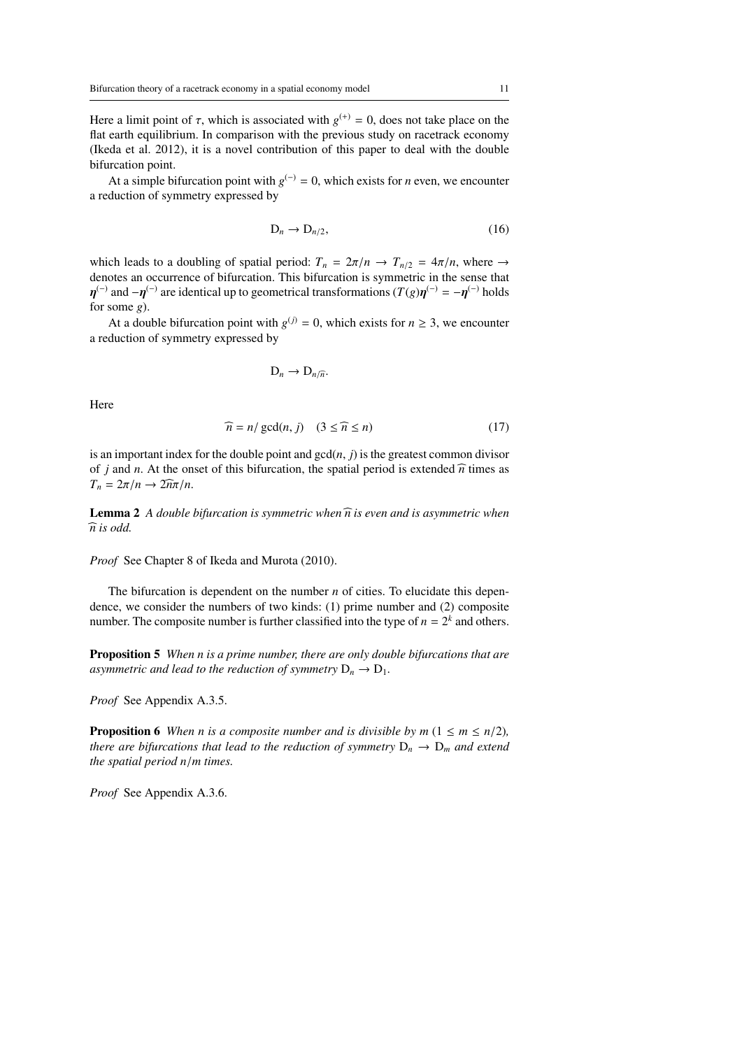Here a limit point of $\tau$, which is associated with $g^{(+)} = 0$, does not take place on the flat earth equilibrium. In comparison with the previous study on racetrack economy (Ikeda et al. 2012), it is a novel contribution of this paper to deal with the double bifurcation point.

At a simple bifurcation point with $g^{(-)} = 0$, which exists for $n$ even, we encounter a reduction of symmetry expressed by

$$\mathrm{D}_n \to \mathrm{D}_{n/2}, \tag{16}$$

which leads to a doubling of spatial period: $T_n = 2\pi/n \to T_{n/2} = 4\pi/n$, where $\to$ denotes an occurrence of bifurcation. This bifurcation is symmetric in the sense that $\boldsymbol{\eta}^{(-)}$ and $-\boldsymbol{\eta}^{(-)}$ are identical up to geometrical transformations ($T(g)\boldsymbol{\eta}^{(-)} = -\boldsymbol{\eta}^{(-)}$ holds for some $g$).

At a double bifurcation point with $g^{(j)} = 0$, which exists for $n \geq 3$, we encounter a reduction of symmetry expressed by

$$\mathrm{D}_n \to \mathrm{D}_{n/\widehat{n}}.$$

Here

$$\widehat{n} = n/\gcd(n, j) \quad (3 \leq \widehat{n} \leq n) \tag{17}$$

is an important index for the double point and $\gcd(n, j)$ is the greatest common divisor of $j$ and $n$. At the onset of this bifurcation, the spatial period is extended $\widehat{n}$ times as $T_n = 2\pi/n \to 2\widehat{n}\pi/n$.

**Lemma 2** *A double bifurcation is symmetric when $\widehat{n}$ is even and is asymmetric when $\widehat{n}$ is odd.*

*Proof* See Chapter 8 of Ikeda and Murota (2010).

The bifurcation is dependent on the number $n$ of cities. To elucidate this dependence, we consider the numbers of two kinds: (1) prime number and (2) composite number. The composite number is further classified into the type of $n = 2^k$ and others.

**Proposition 5** *When $n$ is a prime number, there are only double bifurcations that are asymmetric and lead to the reduction of symmetry $\mathrm{D}_n \to \mathrm{D}_1$.*

*Proof* See Appendix A.3.5.

**Proposition 6** *When $n$ is a composite number and is divisible by $m$ $(1 \leq m \leq n/2)$, there are bifurcations that lead to the reduction of symmetry $\mathrm{D}_n \to \mathrm{D}_m$ and extend the spatial period $n/m$ times.*

*Proof* See Appendix A.3.6.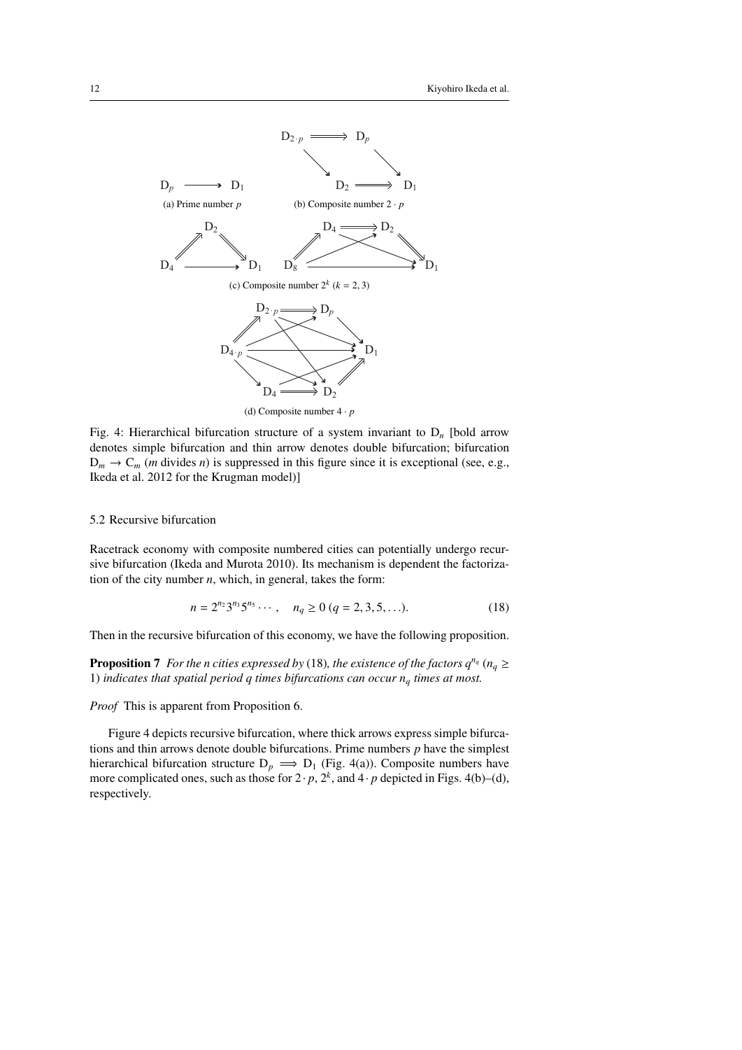(a) Prime number $p$

(b) Composite number $2 \cdot p$

(c) Composite number $2^k$ ($k = 2, 3$)

(d) Composite number $4 \cdot p$

Fig. 4: Hierarchical bifurcation structure of a system invariant to $D_n$ [bold arrow denotes simple bifurcation and thin arrow denotes double bifurcation; bifurcation $D_m \to C_m$ ($m$ divides $n$) is suppressed in this figure since it is exceptional (see, e.g., Ikeda et al. 2012 for the Krugman model)]

### 5.2 Recursive bifurcation

Racetrack economy with composite numbered cities can potentially undergo recursive bifurcation (Ikeda and Murota 2010). Its mechanism is dependent the factorization of the city number $n$, which, in general, takes the form:

$$n = 2^{n_2} 3^{n_3} 5^{n_5} \cdots, \quad n_q \geq 0 \ (q = 2, 3, 5, \ldots). \tag{18}$$

Then in the recursive bifurcation of this economy, we have the following proposition.

**Proposition 7** *For the n cities expressed by* (18)*, the existence of the factors $q^{n_q}$ ($n_q \geq$ 1) indicates that spatial period q times bifurcations can occur $n_q$ times at most.*

*Proof* This is apparent from Proposition 6.

Figure 4 depicts recursive bifurcation, where thick arrows express simple bifurcations and thin arrows denote double bifurcations. Prime numbers $p$ have the simplest hierarchical bifurcation structure $D_p \implies D_1$ (Fig. 4(a)). Composite numbers have more complicated ones, such as those for $2 \cdot p$, $2^k$, and $4 \cdot p$ depicted in Figs. 4(b)–(d), respectively.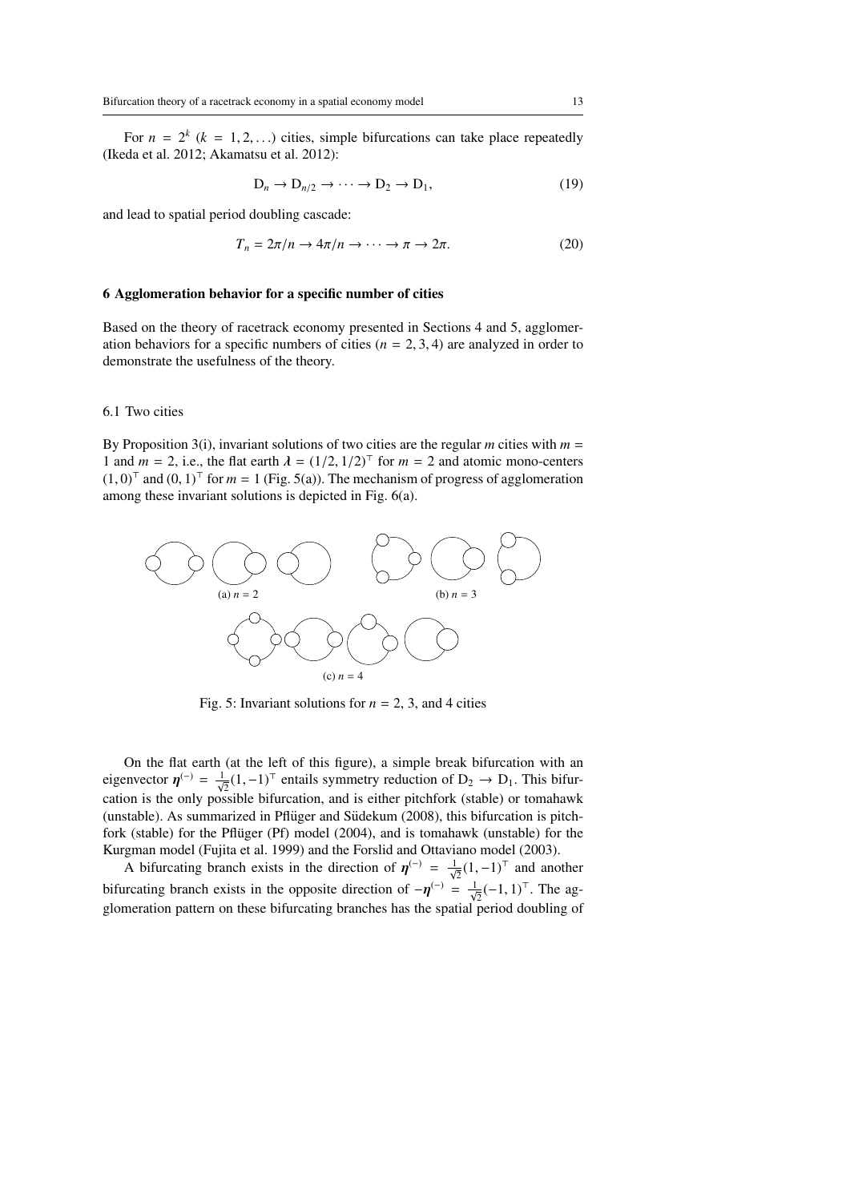For $n = 2^k$ ($k = 1, 2, \ldots$) cities, simple bifurcations can take place repeatedly (Ikeda et al. 2012; Akamatsu et al. 2012):

$$\mathrm{D}_n \to \mathrm{D}_{n/2} \to \cdots \to \mathrm{D}_2 \to \mathrm{D}_1, \tag{19}$$

and lead to spatial period doubling cascade:

$$T_n = 2\pi/n \to 4\pi/n \to \cdots \to \pi \to 2\pi. \tag{20}$$

## 6 Agglomeration behavior for a specific number of cities

Based on the theory of racetrack economy presented in Sections 4 and 5, agglomeration behaviors for a specific numbers of cities ($n = 2, 3, 4$) are analyzed in order to demonstrate the usefulness of the theory.

### 6.1 Two cities

By Proposition 3(i), invariant solutions of two cities are the regular $m$ cities with $m = 1$ and $m = 2$, i.e., the flat earth $\boldsymbol{\lambda} = (1/2, 1/2)^\top$ for $m = 2$ and atomic mono-centers $(1, 0)^\top$ and $(0, 1)^\top$ for $m = 1$ (Fig. 5(a)). The mechanism of progress of agglomeration among these invariant solutions is depicted in Fig. 6(a).

(a) $n = 2$ (b) $n = 3$ (c) $n = 4$

Fig. 5: Invariant solutions for $n = 2$, 3, and 4 cities

On the flat earth (at the left of this figure), a simple break bifurcation with an eigenvector $\boldsymbol{\eta}^{(-)} = \frac{1}{\sqrt{2}}(1, -1)^\top$ entails symmetry reduction of $\mathrm{D}_2 \to \mathrm{D}_1$. This bifurcation is the only possible bifurcation, and is either pitchfork (stable) or tomahawk (unstable). As summarized in Pflüger and Südekum (2008), this bifurcation is pitchfork (stable) for the Pflüger (Pf) model (2004), and is tomahawk (unstable) for the Kurgman model (Fujita et al. 1999) and the Forslid and Ottaviano model (2003).

A bifurcating branch exists in the direction of $\boldsymbol{\eta}^{(-)} = \frac{1}{\sqrt{2}}(1, -1)^\top$ and another bifurcating branch exists in the opposite direction of $-\boldsymbol{\eta}^{(-)} = \frac{1}{\sqrt{2}}(-1, 1)^\top$. The agglomeration pattern on these bifurcating branches has the spatial period doubling of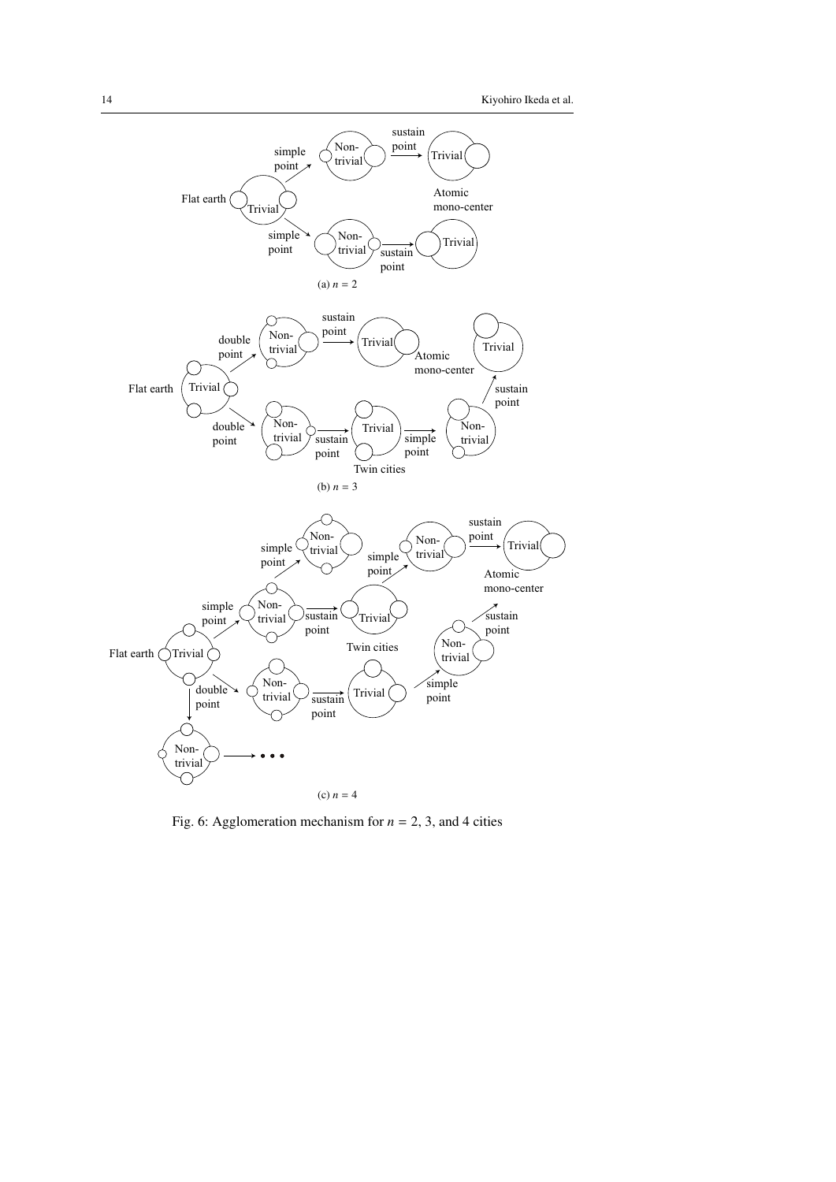Fig. 6: Agglomeration mechanism for $n = 2$, 3, and 4 cities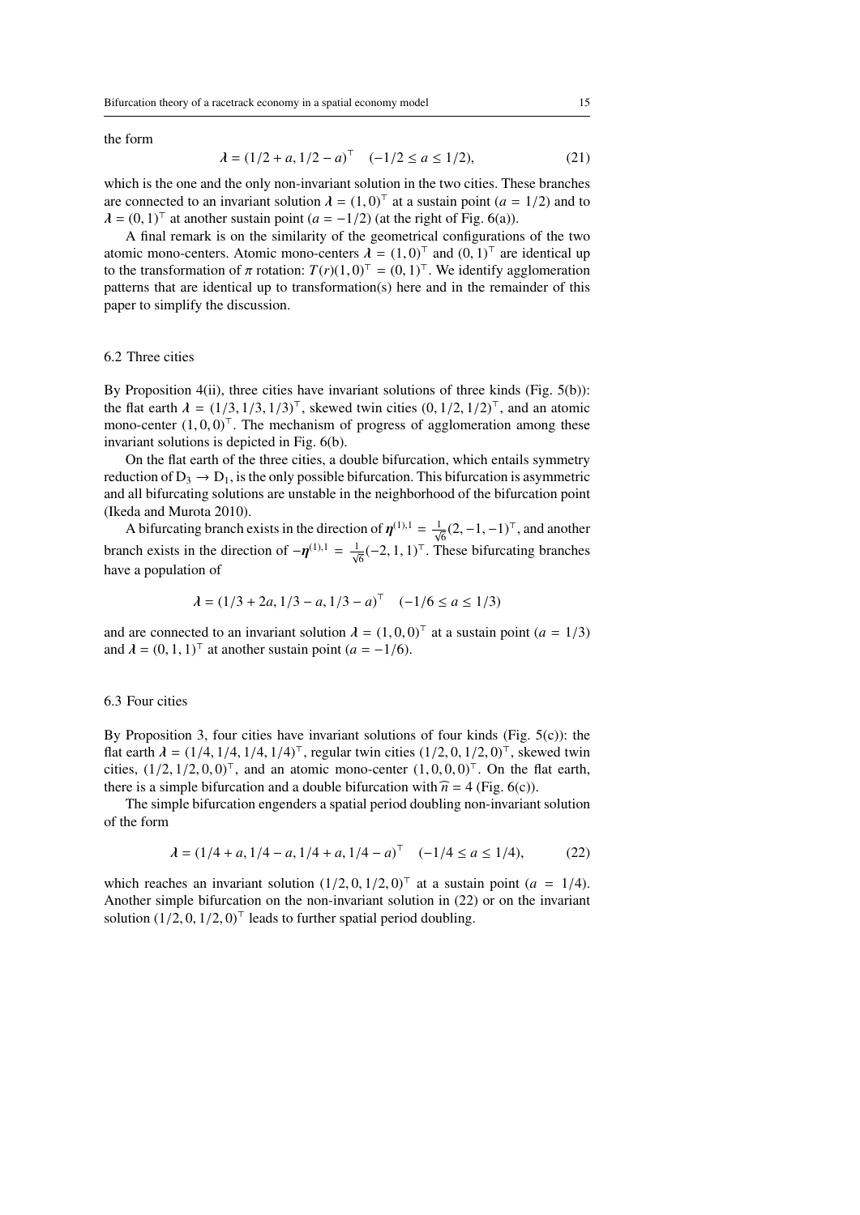the form

$$\boldsymbol{\lambda} = (1/2 + a, 1/2 - a)^\top \quad (-1/2 \le a \le 1/2), \tag{21}$$

which is the one and the only non-invariant solution in the two cities. These branches are connected to an invariant solution $\boldsymbol{\lambda} = (1, 0)^\top$ at a sustain point ($a = 1/2$) and to $\boldsymbol{\lambda} = (0, 1)^\top$ at another sustain point ($a = -1/2$) (at the right of Fig. 6(a)).

A final remark is on the similarity of the geometrical configurations of the two atomic mono-centers. Atomic mono-centers $\boldsymbol{\lambda} = (1, 0)^\top$ and $(0, 1)^\top$ are identical up to the transformation of $\pi$ rotation: $T(r)(1, 0)^\top = (0, 1)^\top$. We identify agglomeration patterns that are identical up to transformation(s) here and in the remainder of this paper to simplify the discussion.

## 6.2 Three cities

By Proposition 4(ii), three cities have invariant solutions of three kinds (Fig. 5(b)): the flat earth $\boldsymbol{\lambda} = (1/3, 1/3, 1/3)^\top$, skewed twin cities $(0, 1/2, 1/2)^\top$, and an atomic mono-center $(1, 0, 0)^\top$. The mechanism of progress of agglomeration among these invariant solutions is depicted in Fig. 6(b).

On the flat earth of the three cities, a double bifurcation, which entails symmetry reduction of $\mathrm{D}_3 \to \mathrm{D}_1$, is the only possible bifurcation. This bifurcation is asymmetric and all bifurcating solutions are unstable in the neighborhood of the bifurcation point (Ikeda and Murota 2010).

A bifurcating branch exists in the direction of $\boldsymbol{\eta}^{(1),1} = \frac{1}{\sqrt{6}}(2, -1, -1)^\top$, and another branch exists in the direction of $-\boldsymbol{\eta}^{(1),1} = \frac{1}{\sqrt{6}}(-2, 1, 1)^\top$. These bifurcating branches have a population of

$$\boldsymbol{\lambda} = (1/3 + 2a, 1/3 - a, 1/3 - a)^\top \quad (-1/6 \le a \le 1/3)$$

and are connected to an invariant solution $\boldsymbol{\lambda} = (1, 0, 0)^\top$ at a sustain point ($a = 1/3$) and $\boldsymbol{\lambda} = (0, 1, 1)^\top$ at another sustain point ($a = -1/6$).

## 6.3 Four cities

By Proposition 3, four cities have invariant solutions of four kinds (Fig. 5(c)): the flat earth $\boldsymbol{\lambda} = (1/4, 1/4, 1/4, 1/4)^\top$, regular twin cities $(1/2, 0, 1/2, 0)^\top$, skewed twin cities, $(1/2, 1/2, 0, 0)^\top$, and an atomic mono-center $(1, 0, 0, 0)^\top$. On the flat earth, there is a simple bifurcation and a double bifurcation with $\widehat{n} = 4$ (Fig. 6(c)).

The simple bifurcation engenders a spatial period doubling non-invariant solution of the form

$$\boldsymbol{\lambda} = (1/4 + a, 1/4 - a, 1/4 + a, 1/4 - a)^\top \quad (-1/4 \le a \le 1/4), \tag{22}$$

which reaches an invariant solution $(1/2, 0, 1/2, 0)^\top$ at a sustain point ($a = 1/4$). Another simple bifurcation on the non-invariant solution in (22) or on the invariant solution $(1/2, 0, 1/2, 0)^\top$ leads to further spatial period doubling.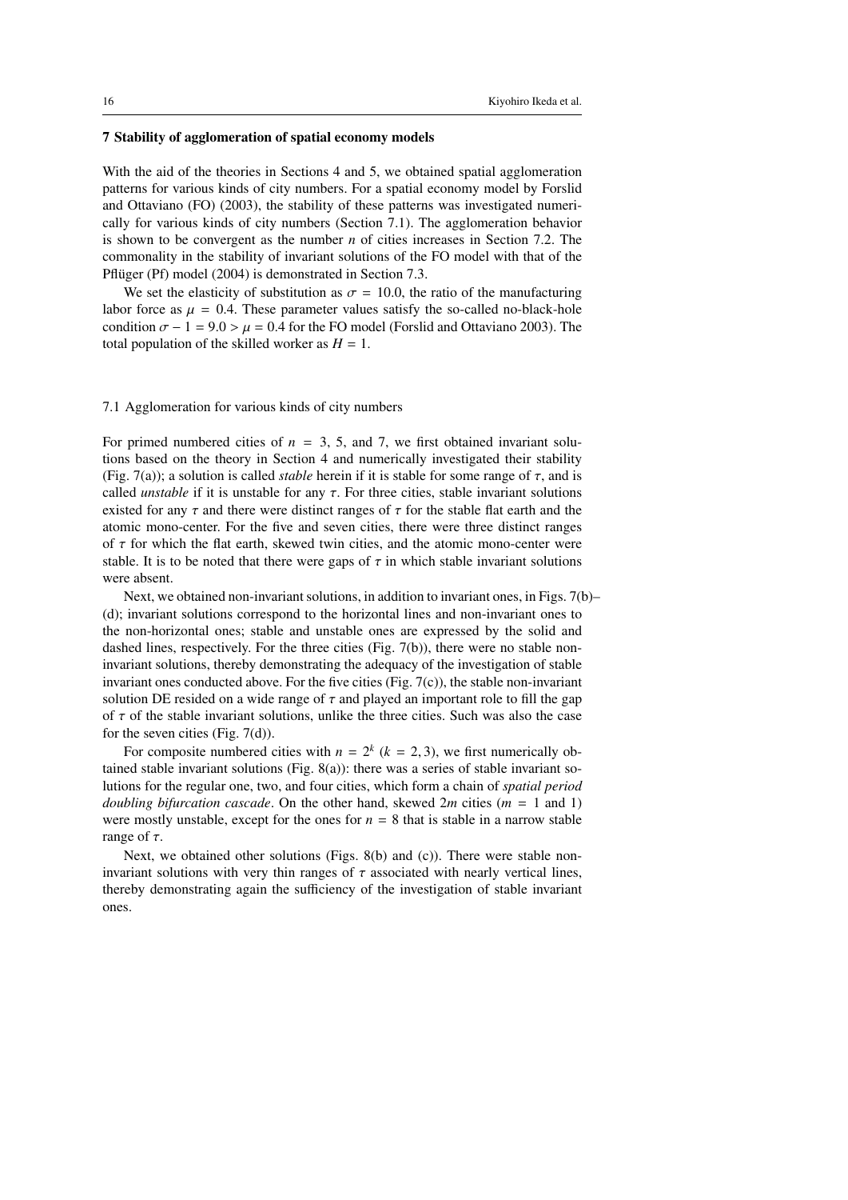## 7 Stability of agglomeration of spatial economy models

With the aid of the theories in Sections 4 and 5, we obtained spatial agglomeration patterns for various kinds of city numbers. For a spatial economy model by Forslid and Ottaviano (FO) (2003), the stability of these patterns was investigated numerically for various kinds of city numbers (Section 7.1). The agglomeration behavior is shown to be convergent as the number $n$ of cities increases in Section 7.2. The commonality in the stability of invariant solutions of the FO model with that of the Pflüger (Pf) model (2004) is demonstrated in Section 7.3.

We set the elasticity of substitution as $\sigma = 10.0$, the ratio of the manufacturing labor force as $\mu = 0.4$. These parameter values satisfy the so-called no-black-hole condition $\sigma - 1 = 9.0 > \mu = 0.4$ for the FO model (Forslid and Ottaviano 2003). The total population of the skilled worker as $H = 1$.

### 7.1 Agglomeration for various kinds of city numbers

For primed numbered cities of $n = 3$, 5, and 7, we first obtained invariant solutions based on the theory in Section 4 and numerically investigated their stability (Fig. 7(a)); a solution is called *stable* herein if it is stable for some range of $\tau$, and is called *unstable* if it is unstable for any $\tau$. For three cities, stable invariant solutions existed for any $\tau$ and there were distinct ranges of $\tau$ for the stable flat earth and the atomic mono-center. For the five and seven cities, there were three distinct ranges of $\tau$ for which the flat earth, skewed twin cities, and the atomic mono-center were stable. It is to be noted that there were gaps of $\tau$ in which stable invariant solutions were absent.

Next, we obtained non-invariant solutions, in addition to invariant ones, in Figs. 7(b)–(d); invariant solutions correspond to the horizontal lines and non-invariant ones to the non-horizontal ones; stable and unstable ones are expressed by the solid and dashed lines, respectively. For the three cities (Fig. 7(b)), there were no stable non-invariant solutions, thereby demonstrating the adequacy of the investigation of stable invariant ones conducted above. For the five cities (Fig. 7(c)), the stable non-invariant solution DE resided on a wide range of $\tau$ and played an important role to fill the gap of $\tau$ of the stable invariant solutions, unlike the three cities. Such was also the case for the seven cities (Fig. 7(d)).

For composite numbered cities with $n = 2^k$ ($k = 2, 3$), we first numerically obtained stable invariant solutions (Fig. 8(a)): there was a series of stable invariant solutions for the regular one, two, and four cities, which form a chain of *spatial period doubling bifurcation cascade*. On the other hand, skewed $2m$ cities ($m = 1$ and 1) were mostly unstable, except for the ones for $n = 8$ that is stable in a narrow stable range of $\tau$.

Next, we obtained other solutions (Figs. 8(b) and (c)). There were stable non-invariant solutions with very thin ranges of $\tau$ associated with nearly vertical lines, thereby demonstrating again the sufficiency of the investigation of stable invariant ones.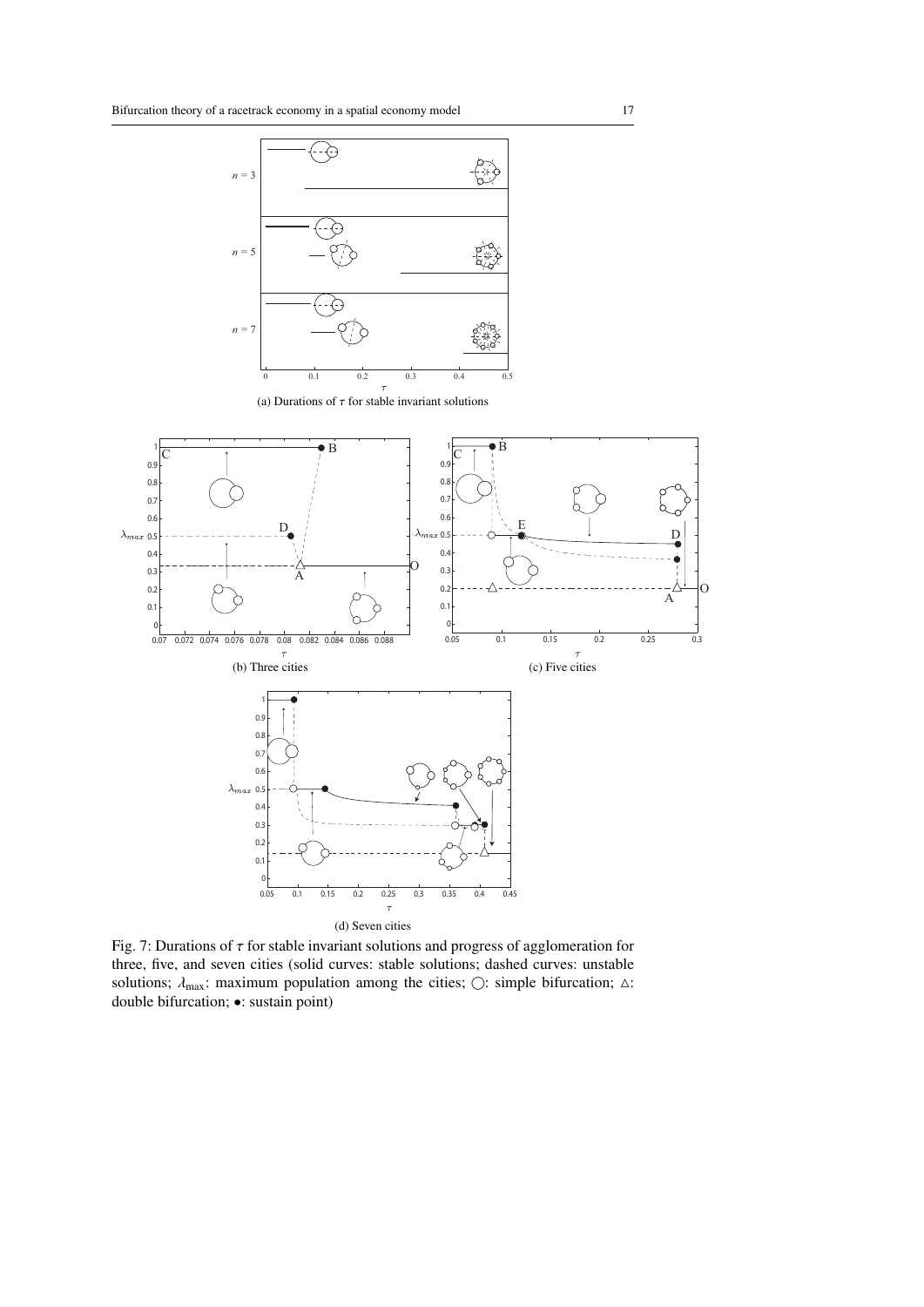(a) Durations of $\tau$ for stable invariant solutions

(b) Three cities

(c) Five cities

(d) Seven cities

Fig. 7: Durations of $\tau$ for stable invariant solutions and progress of agglomeration for three, five, and seven cities (solid curves: stable solutions; dashed curves: unstable solutions; $\lambda_{\max}$: maximum population among the cities; ○: simple bifurcation; △: double bifurcation; •: sustain point)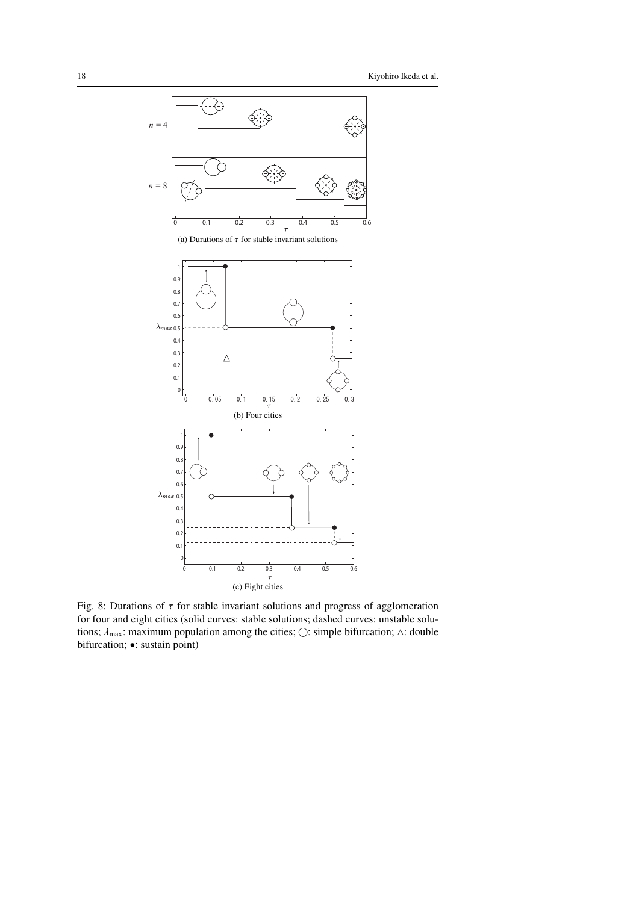(a) Durations of $\tau$ for stable invariant solutions

(b) Four cities

(c) Eight cities

Fig. 8: Durations of $\tau$ for stable invariant solutions and progress of agglomeration for four and eight cities (solid curves: stable solutions; dashed curves: unstable solutions; $\lambda_{\max}$: maximum population among the cities; ○: simple bifurcation; △: double bifurcation; •: sustain point)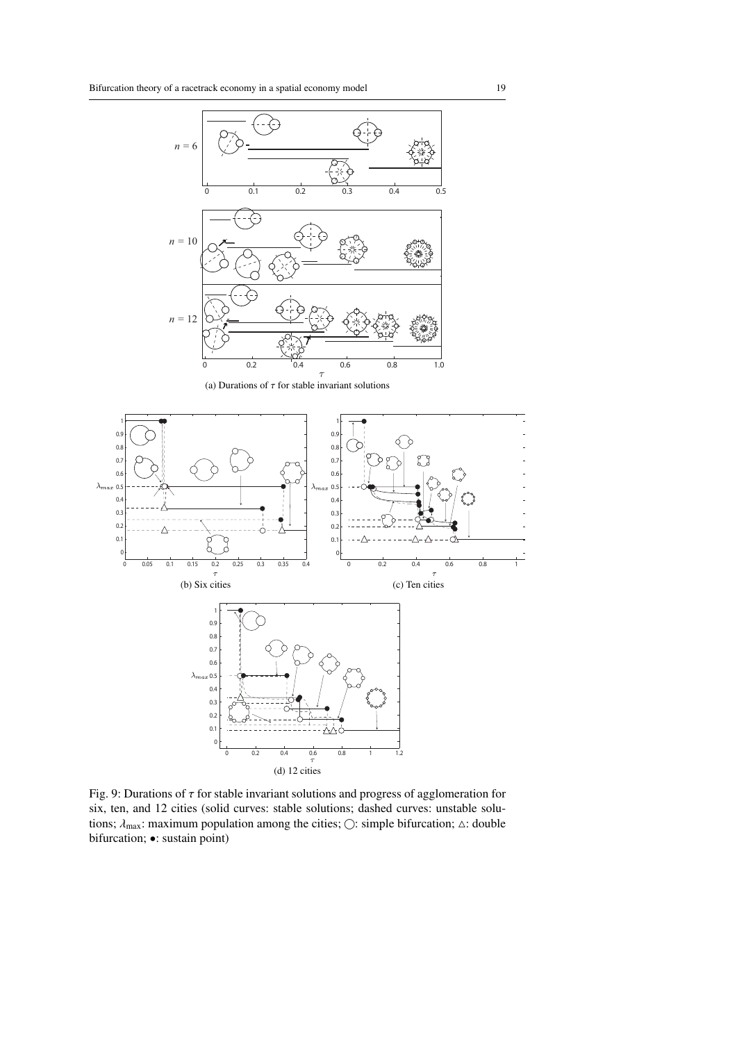(a) Durations of $\tau$ for stable invariant solutions

(b) Six cities

(c) Ten cities

(d) 12 cities

Fig. 9: Durations of $\tau$ for stable invariant solutions and progress of agglomeration for six, ten, and 12 cities (solid curves: stable solutions; dashed curves: unstable solutions; $\lambda_{\max}$: maximum population among the cities; ○: simple bifurcation; △: double bifurcation; •: sustain point)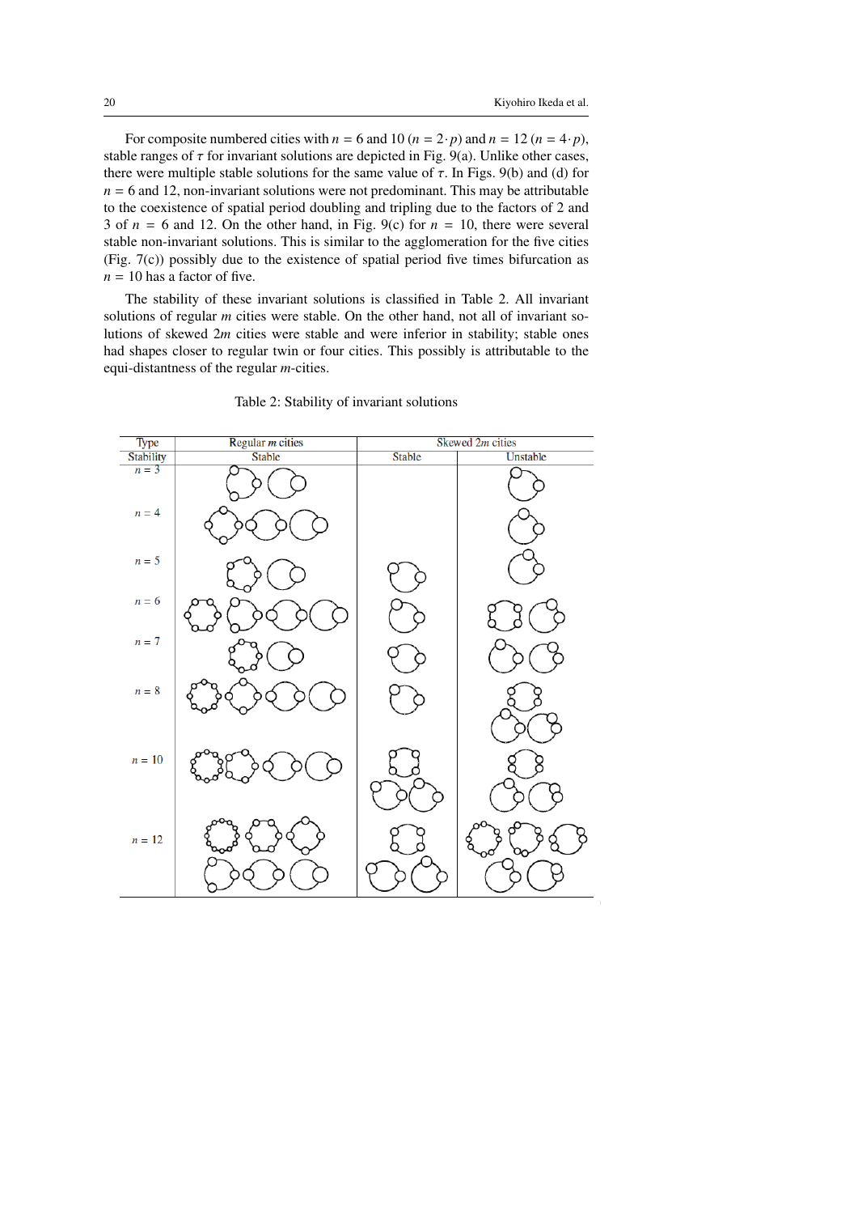For composite numbered cities with $n$ = 6 and 10 ($n = 2 \cdot p$) and $n$ = 12 ($n = 4 \cdot p$), stable ranges of $\tau$ for invariant solutions are depicted in Fig. 9(a). Unlike other cases, there were multiple stable solutions for the same value of $\tau$. In Figs. 9(b) and (d) for $n$ = 6 and 12, non-invariant solutions were not predominant. This may be attributable to the coexistence of spatial period doubling and tripling due to the factors of 2 and 3 of $n$ = 6 and 12. On the other hand, in Fig. 9(c) for $n$ = 10, there were several stable non-invariant solutions. This is similar to the agglomeration for the five cities (Fig. 7(c)) possibly due to the existence of spatial period five times bifurcation as $n$ = 10 has a factor of five.

The stability of these invariant solutions is classified in Table 2. All invariant solutions of regular $m$ cities were stable. On the other hand, not all of invariant solutions of skewed $2m$ cities were stable and were inferior in stability; stable ones had shapes closer to regular twin or four cities. This possibly is attributable to the equi-distantness of the regular $m$-cities.

Table 2: Stability of invariant solutions

| Type | Regular $m$ cities | Skewed $2m$ cities | |
|---|---|---|---|
| Stability | Stable | Stable | Unstable |
| $n$ = 3 | | | |
| $n$ = 4 | | | |
| $n$ = 5 | | | |
| $n$ = 6 | | | |
| $n$ = 7 | | | |
| $n$ = 8 | | | |
| $n$ = 10 | | | |
| $n$ = 12 | | | |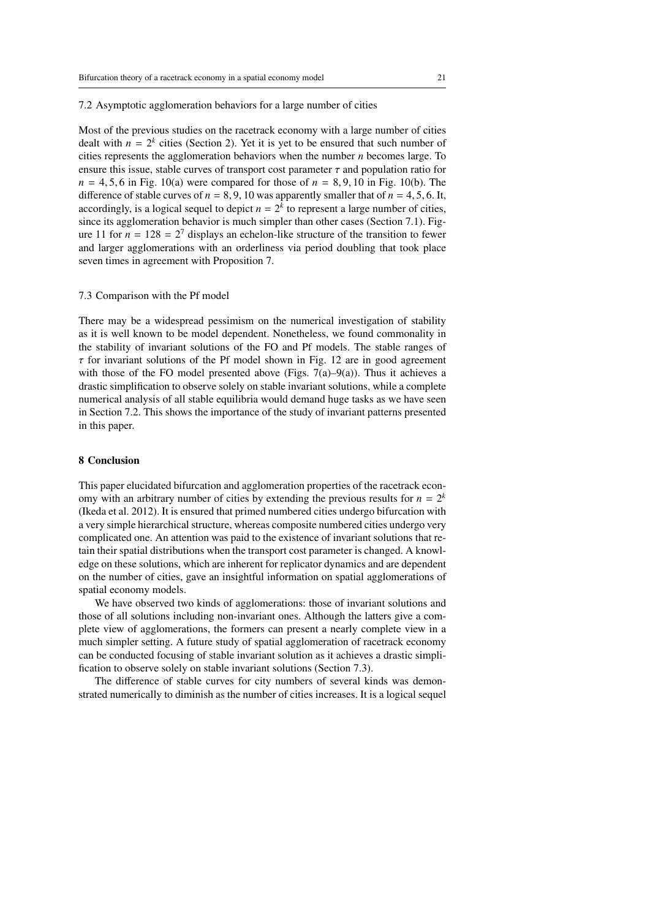### 7.2 Asymptotic agglomeration behaviors for a large number of cities

Most of the previous studies on the racetrack economy with a large number of cities dealt with $n = 2^k$ cities (Section 2). Yet it is yet to be ensured that such number of cities represents the agglomeration behaviors when the number $n$ becomes large. To ensure this issue, stable curves of transport cost parameter $\tau$ and population ratio for $n = 4, 5, 6$ in Fig. 10(a) were compared for those of $n = 8, 9, 10$ in Fig. 10(b). The difference of stable curves of $n = 8, 9, 10$ was apparently smaller that of $n = 4, 5, 6$. It, accordingly, is a logical sequel to depict $n = 2^k$ to represent a large number of cities, since its agglomeration behavior is much simpler than other cases (Section 7.1). Figure 11 for $n = 128 = 2^7$ displays an echelon-like structure of the transition to fewer and larger agglomerations with an orderliness via period doubling that took place seven times in agreement with Proposition 7.

### 7.3 Comparison with the Pf model

There may be a widespread pessimism on the numerical investigation of stability as it is well known to be model dependent. Nonetheless, we found commonality in the stability of invariant solutions of the FO and Pf models. The stable ranges of $\tau$ for invariant solutions of the Pf model shown in Fig. 12 are in good agreement with those of the FO model presented above (Figs. 7(a)–9(a)). Thus it achieves a drastic simplification to observe solely on stable invariant solutions, while a complete numerical analysis of all stable equilibria would demand huge tasks as we have seen in Section 7.2. This shows the importance of the study of invariant patterns presented in this paper.

## 8 Conclusion

This paper elucidated bifurcation and agglomeration properties of the racetrack economy with an arbitrary number of cities by extending the previous results for $n = 2^k$ (Ikeda et al. 2012). It is ensured that primed numbered cities undergo bifurcation with a very simple hierarchical structure, whereas composite numbered cities undergo very complicated one. An attention was paid to the existence of invariant solutions that retain their spatial distributions when the transport cost parameter is changed. A knowledge on these solutions, which are inherent for replicator dynamics and are dependent on the number of cities, gave an insightful information on spatial agglomerations of spatial economy models.

We have observed two kinds of agglomerations: those of invariant solutions and those of all solutions including non-invariant ones. Although the latters give a complete view of agglomerations, the formers can present a nearly complete view in a much simpler setting. A future study of spatial agglomeration of racetrack economy can be conducted focusing of stable invariant solution as it achieves a drastic simplification to observe solely on stable invariant solutions (Section 7.3).

The difference of stable curves for city numbers of several kinds was demonstrated numerically to diminish as the number of cities increases. It is a logical sequel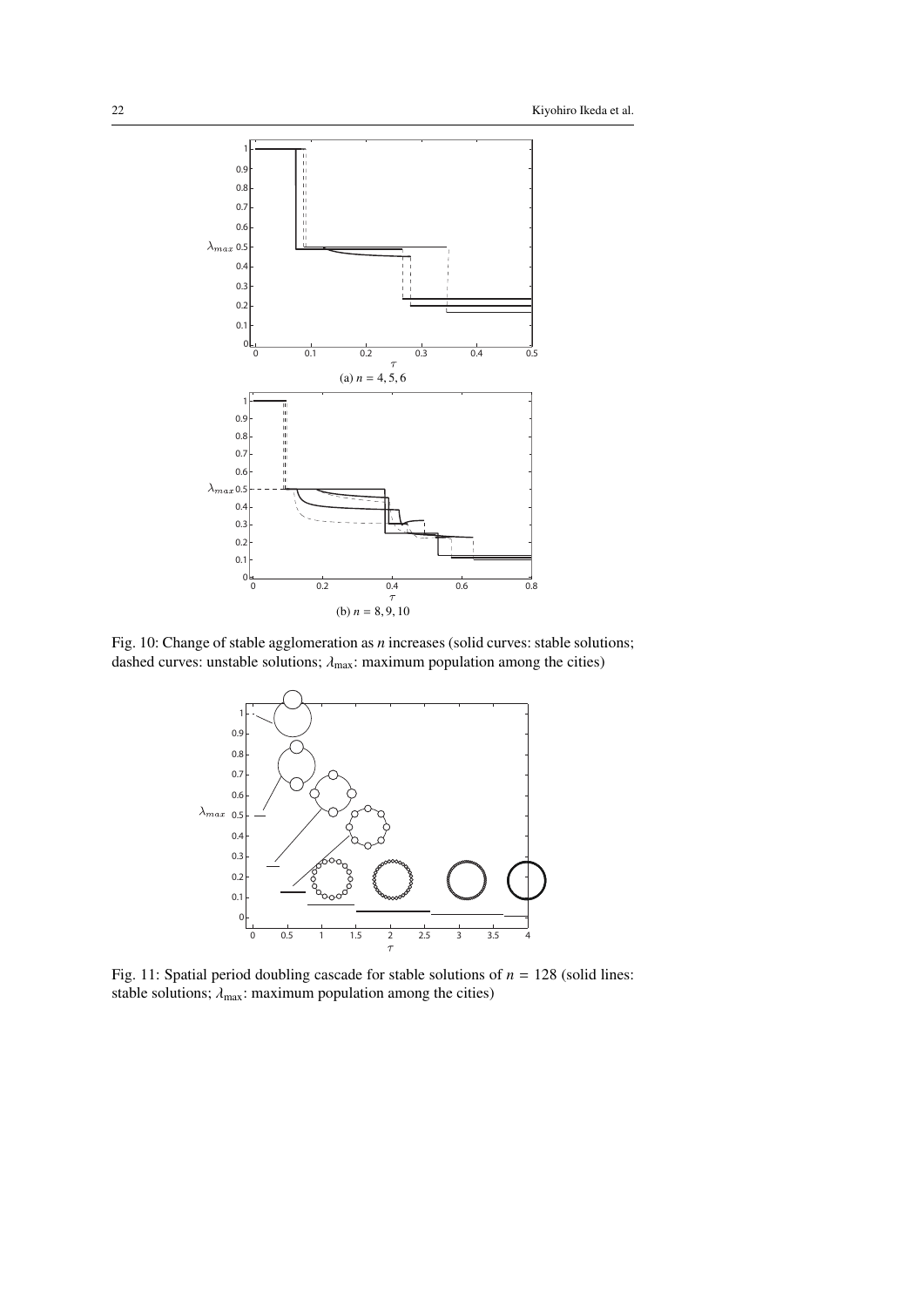Fig. 10: Change of stable agglomeration as $n$ increases (solid curves: stable solutions; dashed curves: unstable solutions; $\lambda_{\max}$: maximum population among the cities)

Fig. 11: Spatial period doubling cascade for stable solutions of $n = 128$ (solid lines: stable solutions; $\lambda_{\max}$: maximum population among the cities)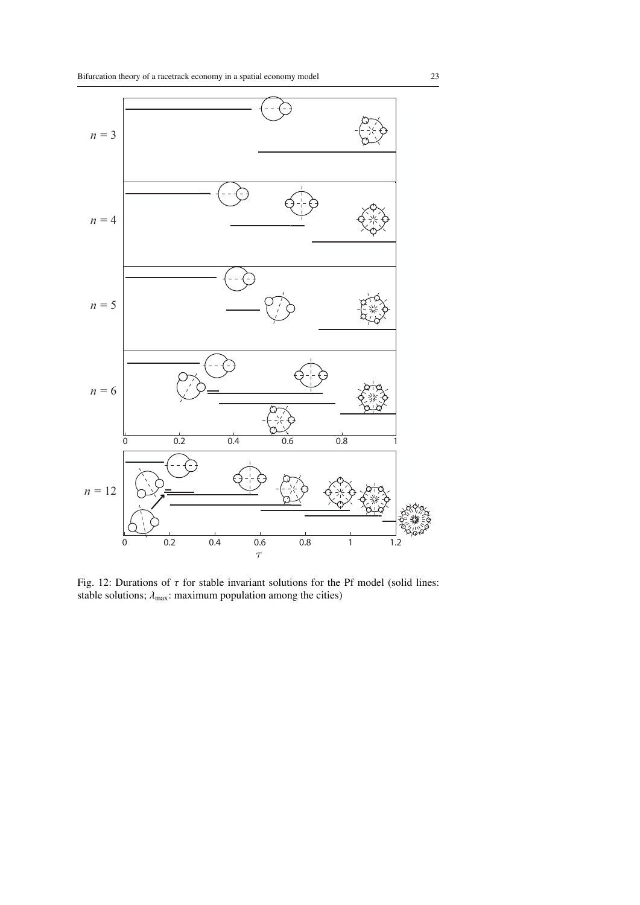Fig. 12: Durations of $\tau$ for stable invariant solutions for the Pf model (solid lines: stable solutions; $\lambda_{\max}$: maximum population among the cities)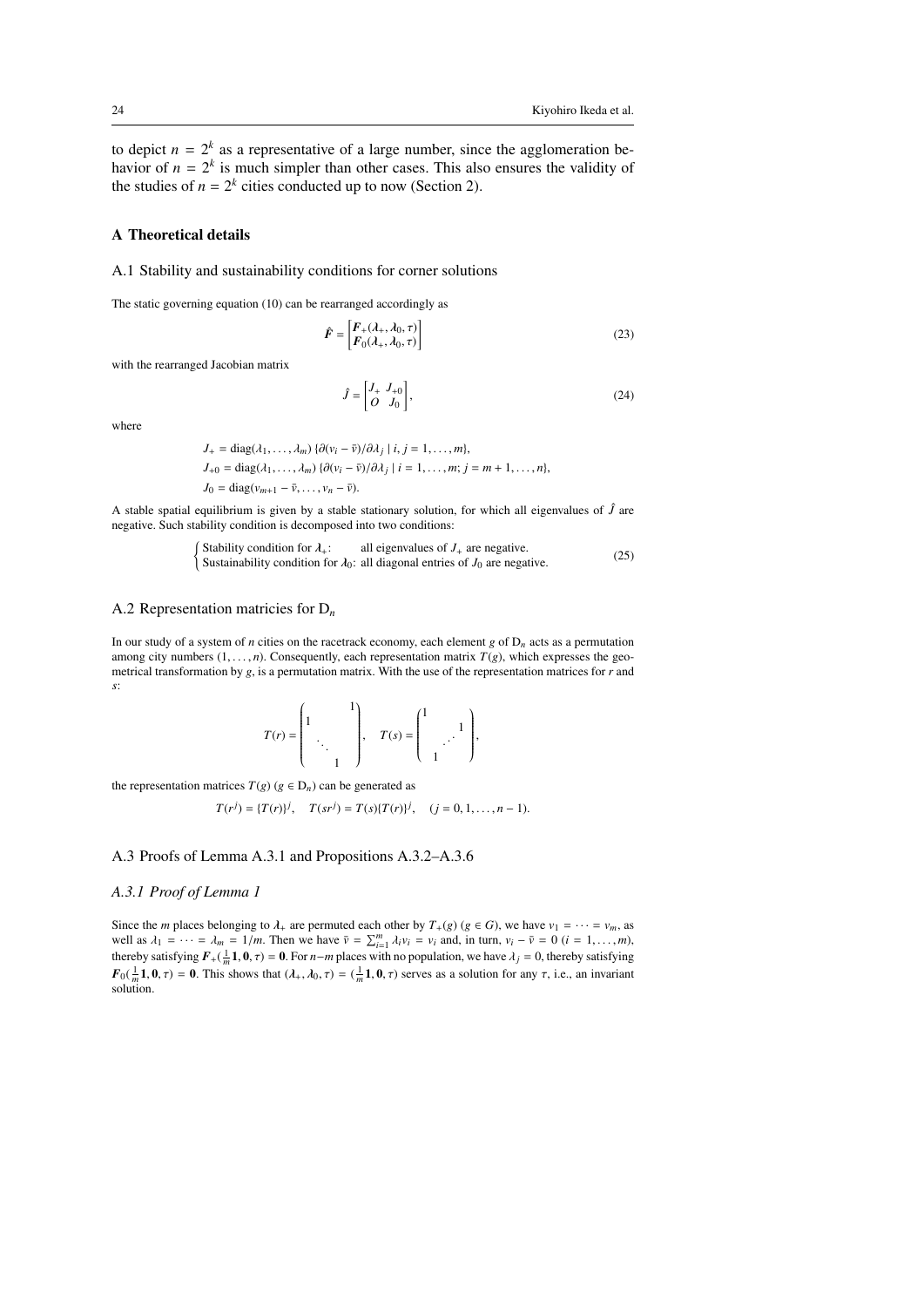to depict $n = 2^k$ as a representative of a large number, since the agglomeration behavior of $n = 2^k$ is much simpler than other cases. This also ensures the validity of the studies of $n = 2^k$ cities conducted up to now (Section 2).

## A Theoretical details

### A.1 Stability and sustainability conditions for corner solutions

The static governing equation (10) can be rearranged accordingly as

$$\hat{\boldsymbol{F}} = \begin{bmatrix} \boldsymbol{F}_+(\boldsymbol{\lambda}_+, \boldsymbol{\lambda}_0, \tau) \\ \boldsymbol{F}_0(\boldsymbol{\lambda}_+, \boldsymbol{\lambda}_0, \tau) \end{bmatrix} \tag{23}$$

with the rearranged Jacobian matrix

$$\hat{J} = \begin{bmatrix} J_+ & J_{+0} \\ O & J_0 \end{bmatrix}, \tag{24}$$

where

$$J_+ = \mathrm{diag}(\lambda_1, \ldots, \lambda_m)\, \{\partial(v_i - \bar{v})/\partial\lambda_j \mid i, j = 1, \ldots, m\},$$
$$J_{+0} = \mathrm{diag}(\lambda_1, \ldots, \lambda_m)\, \{\partial(v_i - \bar{v})/\partial\lambda_j \mid i = 1, \ldots, m;\, j = m+1, \ldots, n\},$$
$$J_0 = \mathrm{diag}(v_{m+1} - \bar{v}, \ldots, v_n - \bar{v}).$$

A stable spatial equilibrium is given by a stable stationary solution, for which all eigenvalues of $\hat{J}$ are negative. Such stability condition is decomposed into two conditions:

$$\begin{cases} \text{Stability condition for } \boldsymbol{\lambda}_+\text{:} & \text{all eigenvalues of } J_+ \text{ are negative.} \\ \text{Sustainability condition for } \boldsymbol{\lambda}_0\text{:} & \text{all diagonal entries of } J_0 \text{ are negative.} \end{cases} \tag{25}$$

### A.2 Representation matricies for $\mathrm{D}_n$

In our study of a system of $n$ cities on the racetrack economy, each element $g$ of $\mathrm{D}_n$ acts as a permutation among city numbers $(1, \ldots, n)$. Consequently, each representation matrix $T(g)$, which expresses the geometrical transformation by $g$, is a permutation matrix. With the use of the representation matrices for $r$ and $s$:

$$T(r) = \begin{pmatrix} & & & 1 \\ 1 & & & \\ & \ddots & & \\ & & 1 & \end{pmatrix}, \quad T(s) = \begin{pmatrix} 1 & & & \\ & & & 1 \\ & & \cdot^{\cdot^{\cdot}} & \\ & 1 & & \end{pmatrix},$$

the representation matrices $T(g)$ $(g \in \mathrm{D}_n)$ can be generated as

$$T(r^j) = \{T(r)\}^j, \quad T(sr^j) = T(s)\{T(r)\}^j, \quad (j = 0, 1, \ldots, n-1).$$

### A.3 Proofs of Lemma A.3.1 and Propositions A.3.2–A.3.6

#### *A.3.1 Proof of Lemma 1*

Since the $m$ places belonging to $\boldsymbol{\lambda}_+$ are permuted each other by $T_+(g)$ $(g \in G)$, we have $v_1 = \cdots = v_m$, as well as $\lambda_1 = \cdots = \lambda_m = 1/m$. Then we have $\bar{v} = \sum_{i=1}^m \lambda_i v_i = v_i$ and, in turn, $v_i - \bar{v} = 0$ $(i = 1, \ldots, m)$, thereby satisfying $\boldsymbol{F}_+(\frac{1}{m}\mathbf{1}, \mathbf{0}, \tau) = \mathbf{0}$. For $n-m$ places with no population, we have $\lambda_j = 0$, thereby satisfying $\boldsymbol{F}_0(\frac{1}{m}\mathbf{1}, \mathbf{0}, \tau) = \mathbf{0}$. This shows that $(\boldsymbol{\lambda}_+, \boldsymbol{\lambda}_0, \tau) = (\frac{1}{m}\mathbf{1}, \mathbf{0}, \tau)$ serves as a solution for any $\tau$, i.e., an invariant solution.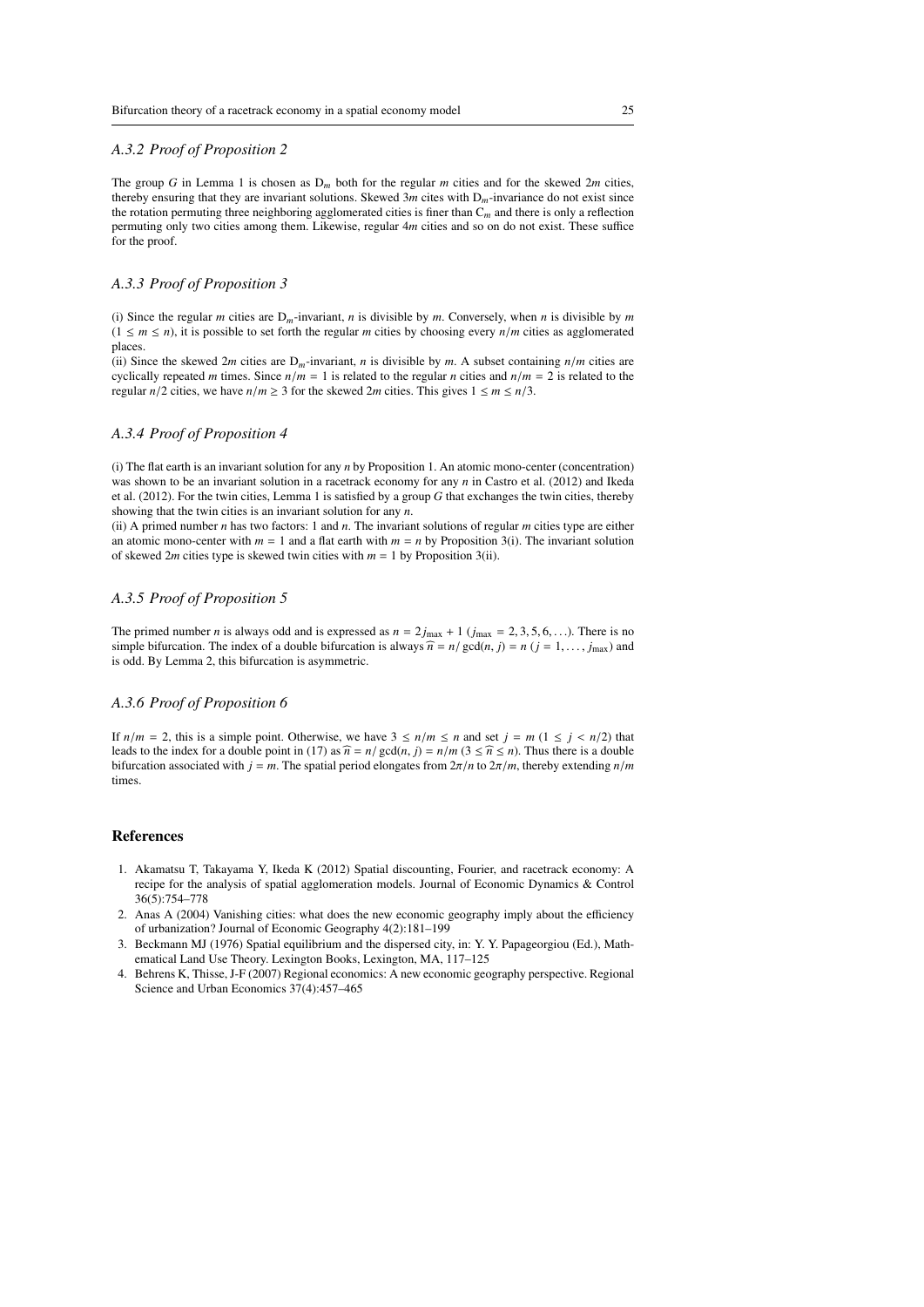### A.3.2 Proof of Proposition 2

The group $G$ in Lemma 1 is chosen as $\mathrm{D}_m$ both for the regular $m$ cities and for the skewed $2m$ cities, thereby ensuring that they are invariant solutions. Skewed $3m$ cites with $\mathrm{D}_m$-invariance do not exist since the rotation permuting three neighboring agglomerated cities is finer than $\mathrm{C}_m$ and there is only a reflection permuting only two cities among them. Likewise, regular $4m$ cities and so on do not exist. These suffice for the proof.

### A.3.3 Proof of Proposition 3

(i) Since the regular $m$ cities are $\mathrm{D}_m$-invariant, $n$ is divisible by $m$. Conversely, when $n$ is divisible by $m$ $(1 \leq m \leq n)$, it is possible to set forth the regular $m$ cities by choosing every $n/m$ cities as agglomerated places.

(ii) Since the skewed $2m$ cities are $\mathrm{D}_m$-invariant, $n$ is divisible by $m$. A subset containing $n/m$ cities are cyclically repeated $m$ times. Since $n/m = 1$ is related to the regular $n$ cities and $n/m = 2$ is related to the regular $n/2$ cities, we have $n/m \geq 3$ for the skewed $2m$ cities. This gives $1 \leq m \leq n/3$.

### A.3.4 Proof of Proposition 4

(i) The flat earth is an invariant solution for any $n$ by Proposition 1. An atomic mono-center (concentration) was shown to be an invariant solution in a racetrack economy for any $n$ in Castro et al. (2012) and Ikeda et al. (2012). For the twin cities, Lemma 1 is satisfied by a group $G$ that exchanges the twin cities, thereby showing that the twin cities is an invariant solution for any $n$.

(ii) A primed number $n$ has two factors: 1 and $n$. The invariant solutions of regular $m$ cities type are either an atomic mono-center with $m = 1$ and a flat earth with $m = n$ by Proposition 3(i). The invariant solution of skewed $2m$ cities type is skewed twin cities with $m = 1$ by Proposition 3(ii).

### A.3.5 Proof of Proposition 5

The primed number $n$ is always odd and is expressed as $n = 2j_{\max} + 1$ $(j_{\max} = 2, 3, 5, 6, \ldots)$. There is no simple bifurcation. The index of a double bifurcation is always $\widehat{n} = n/\gcd(n, j) = n$ $(j = 1, \ldots, j_{\max})$ and is odd. By Lemma 2, this bifurcation is asymmetric.

### A.3.6 Proof of Proposition 6

If $n/m = 2$, this is a simple point. Otherwise, we have $3 \leq n/m \leq n$ and set $j = m$ $(1 \leq j < n/2)$ that leads to the index for a double point in (17) as $\widehat{n} = n/\gcd(n, j) = n/m$ $(3 \leq \widehat{n} \leq n)$. Thus there is a double bifurcation associated with $j = m$. The spatial period elongates from $2\pi/n$ to $2\pi/m$, thereby extending $n/m$ times.

## References

1. Akamatsu T, Takayama Y, Ikeda K (2012) Spatial discounting, Fourier, and racetrack economy: A recipe for the analysis of spatial agglomeration models. Journal of Economic Dynamics & Control 36(5):754–778
2. Anas A (2004) Vanishing cities: what does the new economic geography imply about the efficiency of urbanization? Journal of Economic Geography 4(2):181–199
3. Beckmann MJ (1976) Spatial equilibrium and the dispersed city, in: Y. Y. Papageorgiou (Ed.), Mathematical Land Use Theory. Lexington Books, Lexington, MA, 117–125
4. Behrens K, Thisse, J-F (2007) Regional economics: A new economic geography perspective. Regional Science and Urban Economics 37(4):457–465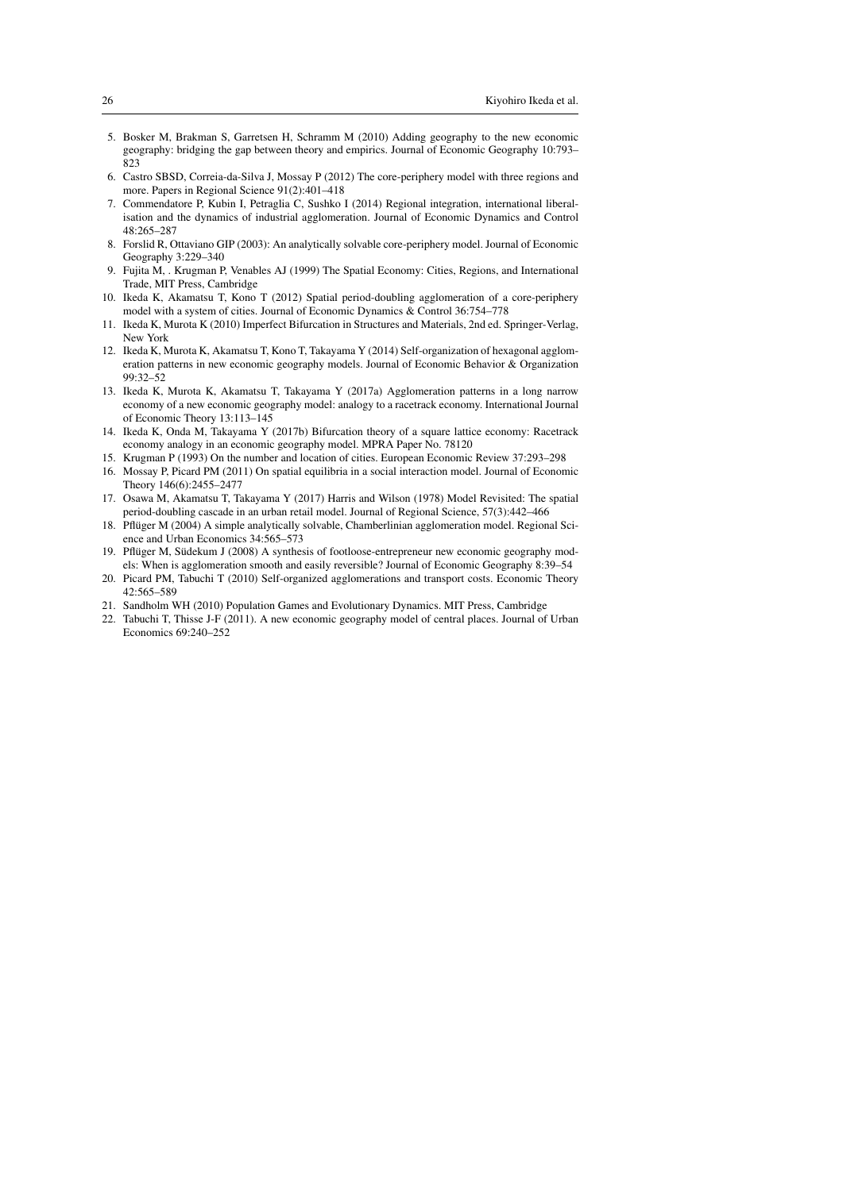5. Bosker M, Brakman S, Garretsen H, Schramm M (2010) Adding geography to the new economic geography: bridging the gap between theory and empirics. Journal of Economic Geography 10:793–823
6. Castro SBSD, Correia-da-Silva J, Mossay P (2012) The core-periphery model with three regions and more. Papers in Regional Science 91(2):401–418
7. Commendatore P, Kubin I, Petraglia C, Sushko I (2014) Regional integration, international liberalisation and the dynamics of industrial agglomeration. Journal of Economic Dynamics and Control 48:265–287
8. Forslid R, Ottaviano GIP (2003): An analytically solvable core-periphery model. Journal of Economic Geography 3:229–340
9. Fujita M, . Krugman P, Venables AJ (1999) The Spatial Economy: Cities, Regions, and International Trade, MIT Press, Cambridge
10. Ikeda K, Akamatsu T, Kono T (2012) Spatial period-doubling agglomeration of a core-periphery model with a system of cities. Journal of Economic Dynamics & Control 36:754–778
11. Ikeda K, Murota K (2010) Imperfect Bifurcation in Structures and Materials, 2nd ed. Springer-Verlag, New York
12. Ikeda K, Murota K, Akamatsu T, Kono T, Takayama Y (2014) Self-organization of hexagonal agglomeration patterns in new economic geography models. Journal of Economic Behavior & Organization 99:32–52
13. Ikeda K, Murota K, Akamatsu T, Takayama Y (2017a) Agglomeration patterns in a long narrow economy of a new economic geography model: analogy to a racetrack economy. International Journal of Economic Theory 13:113–145
14. Ikeda K, Onda M, Takayama Y (2017b) Bifurcation theory of a square lattice economy: Racetrack economy analogy in an economic geography model. MPRA Paper No. 78120
15. Krugman P (1993) On the number and location of cities. European Economic Review 37:293–298
16. Mossay P, Picard PM (2011) On spatial equilibria in a social interaction model. Journal of Economic Theory 146(6):2455–2477
17. Osawa M, Akamatsu T, Takayama Y (2017) Harris and Wilson (1978) Model Revisited: The spatial period-doubling cascade in an urban retail model. Journal of Regional Science, 57(3):442–466
18. Pflüger M (2004) A simple analytically solvable, Chamberlinian agglomeration model. Regional Science and Urban Economics 34:565–573
19. Pflüger M, Südekum J (2008) A synthesis of footloose-entrepreneur new economic geography models: When is agglomeration smooth and easily reversible? Journal of Economic Geography 8:39–54
20. Picard PM, Tabuchi T (2010) Self-organized agglomerations and transport costs. Economic Theory 42:565–589
21. Sandholm WH (2010) Population Games and Evolutionary Dynamics. MIT Press, Cambridge
22. Tabuchi T, Thisse J-F (2011). A new economic geography model of central places. Journal of Urban Economics 69:240–252